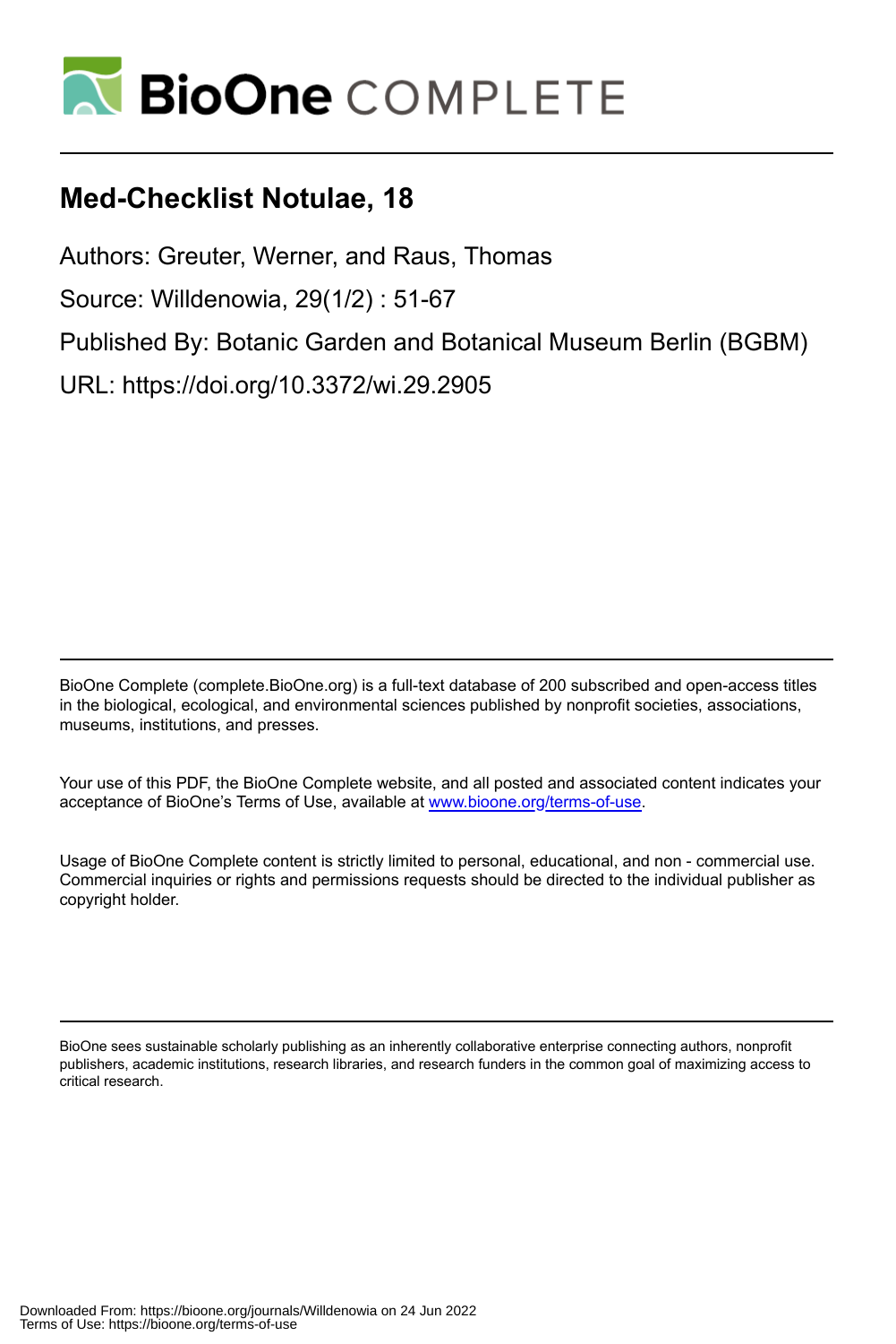# Med-Checklist Notulae, 18

Authors: Greuter, Werner, and Raus, Thomas

Source: Willdenowia, 29(1/2) : 51-67

Published By: Botanic Garden and Botanical Museum Berlin (BGBM)

URL: https://doi.org/10.3372/wi.29.2905

BioOne Complete (complete.BioOne.org) is a full-text database of 200 subscribed and open-access titles in the biological, ecological, and environmental sciences published by nonprofit societies, associations, museums, institutions, and presses.

Your use of this PDF, the BioOne Complete website, and all posted and associated content indicates your acceptance of BioOne's Terms of Use, available at www.bioone.org/terms-of-use.

Usage of BioOne Complete content is strictly limited to personal, educational, and non - commercial use. Commercial inquiries or rights and permissions requests should be directed to the individual publisher as copyright holder.

BioOne sees sustainable scholarly publishing as an inherently collaborative enterprise connecting authors, nonprofit publishers, academic institutions, research libraries, and research funders in the common goal of maximizing access to critical research.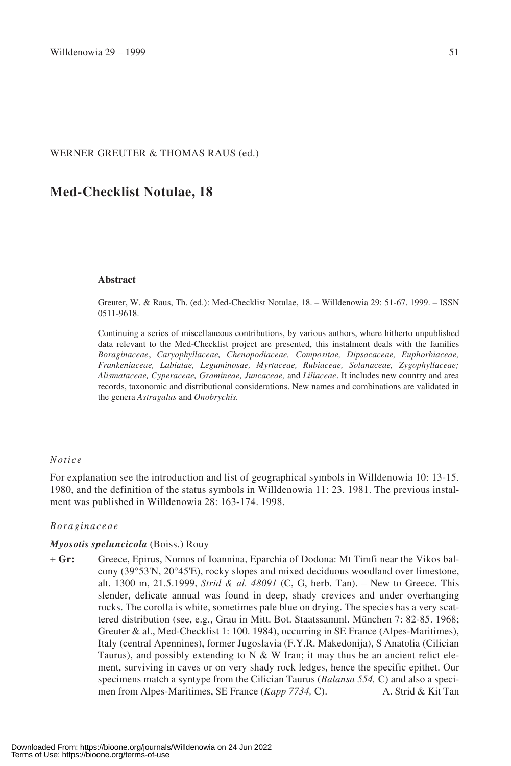WERNER GREUTER & THOMAS RAUS (ed.)

# Med-Checklist Notulae, 18

### Abstract

Greuter, W. & Raus, Th. (ed.): Med-Checklist Notulae, 18. – Willdenowia 29: 51-67. 1999. – ISSN 0511-9618.

Continuing a series of miscellaneous contributions, by various authors, where hitherto unpublished data relevant to the Med-Checklist project are presented, this instalment deals with the families *Boraginaceae*, *Caryophyllaceae, Chenopodiaceae, Compositae, Dipsacaceae, Euphorbiaceae, Frankeniaceae, Labiatae, Leguminosae, Myrtaceae, Rubiaceae, Solanaceae, Zygophyllaceae; Alismataceae, Cyperaceae, Gramineae, Juncaceae,* and *Liliaceae*. It includes new country and area records, taxonomic and distributional considerations. New names and combinations are validated in the genera *Astragalus* and *Onobrychis.*

*Notice*

For explanation see the introduction and list of geographical symbols in Willdenowia 10: 13-15. 1980, and the definition of the status symbols in Willdenowia 11: 23. 1981. The previous instalment was published in Willdenowia 28: 163-174. 1998.

*Boraginaceae*

***Myosotis speluncicola*** (Boiss.) Rouy

**+ Gr:** Greece, Epirus, Nomos of Ioannina, Eparchia of Dodona: Mt Timfi near the Vikos balcony (39°53'N, 20°45'E), rocky slopes and mixed deciduous woodland over limestone, alt. 1300 m, 21.5.1999, *Strid & al. 48091* (C, G, herb. Tan). – New to Greece. This slender, delicate annual was found in deep, shady crevices and under overhanging rocks. The corolla is white, sometimes pale blue on drying. The species has a very scattered distribution (see, e.g., Grau in Mitt. Bot. Staatssamml. München 7: 82-85. 1968; Greuter & al., Med-Checklist 1: 100. 1984), occurring in SE France (Alpes-Maritimes), Italy (central Apennines), former Jugoslavia (F.Y.R. Makedonija), S Anatolia (Cilician Taurus), and possibly extending to N & W Iran; it may thus be an ancient relict element, surviving in caves or on very shady rock ledges, hence the specific epithet. Our specimens match a syntype from the Cilician Taurus (*Balansa 554,* C) and also a specimen from Alpes-Maritimes, SE France (*Kapp 7734,* C). A. Strid & Kit Tan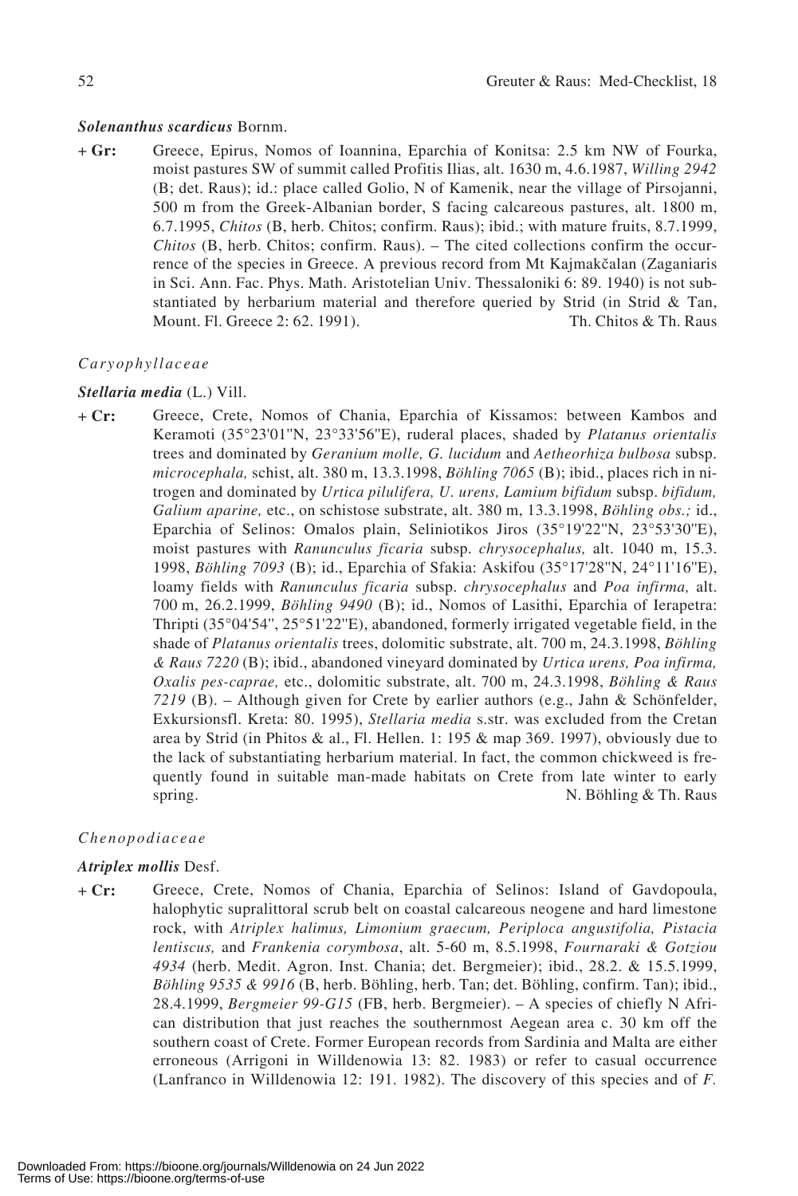***Solenanthus scardicus*** Bornm.

**+ Gr:** Greece, Epirus, Nomos of Ioannina, Eparchia of Konitsa: 2.5 km NW of Fourka, moist pastures SW of summit called Profitis Ilias, alt. 1630 m, 4.6.1987, *Willing 2942* (B; det. Raus); id.: place called Golio, N of Kamenik, near the village of Pirsojanni, 500 m from the Greek-Albanian border, S facing calcareous pastures, alt. 1800 m, 6.7.1995, *Chitos* (B, herb. Chitos; confirm. Raus); ibid.; with mature fruits, 8.7.1999, *Chitos* (B, herb. Chitos; confirm. Raus). – The cited collections confirm the occurrence of the species in Greece. A previous record from Mt Kajmakčalan (Zaganiaris in Sci. Ann. Fac. Phys. Math. Aristotelian Univ. Thessaloniki 6: 89. 1940) is not substantiated by herbarium material and therefore queried by Strid (in Strid & Tan, Mount. Fl. Greece 2: 62. 1991). Th. Chitos & Th. Raus

*Caryophyllaceae*

***Stellaria media*** (L.) Vill.

**+ Cr:** Greece, Crete, Nomos of Chania, Eparchia of Kissamos: between Kambos and Keramoti (35°23'01"N, 23°33'56"E), ruderal places, shaded by *Platanus orientalis* trees and dominated by *Geranium molle, G. lucidum* and *Aetheorhiza bulbosa* subsp. *microcephala,* schist, alt. 380 m, 13.3.1998, *Böhling 7065* (B); ibid., places rich in nitrogen and dominated by *Urtica pilulifera, U. urens, Lamium bifidum* subsp. *bifidum, Galium aparine,* etc., on schistose substrate, alt. 380 m, 13.3.1998, *Böhling obs.;* id., Eparchia of Selinos: Omalos plain, Seliniotikos Jiros (35°19'22"N, 23°53'30"E), moist pastures with *Ranunculus ficaria* subsp. *chrysocephalus,* alt. 1040 m, 15.3. 1998, *Böhling 7093* (B); id., Eparchia of Sfakia: Askifou (35°17'28"N, 24°11'16"E), loamy fields with *Ranunculus ficaria* subsp. *chrysocephalus* and *Poa infirma,* alt. 700 m, 26.2.1999, *Böhling 9490* (B); id., Nomos of Lasithi, Eparchia of Ierapetra: Thripti (35°04'54", 25°51'22"E), abandoned, formerly irrigated vegetable field, in the shade of *Platanus orientalis* trees, dolomitic substrate, alt. 700 m, 24.3.1998, *Böhling & Raus 7220* (B); ibid., abandoned vineyard dominated by *Urtica urens, Poa infirma, Oxalis pes-caprae,* etc., dolomitic substrate, alt. 700 m, 24.3.1998, *Böhling & Raus 7219* (B). – Although given for Crete by earlier authors (e.g., Jahn & Schönfelder, Exkursionsfl. Kreta: 80. 1995), *Stellaria media* s.str. was excluded from the Cretan area by Strid (in Phitos & al., Fl. Hellen. 1: 195 & map 369. 1997), obviously due to the lack of substantiating herbarium material. In fact, the common chickweed is frequently found in suitable man-made habitats on Crete from late winter to early spring. N. Böhling & Th. Raus

*Chenopodiaceae*

***Atriplex mollis*** Desf.

**+ Cr:** Greece, Crete, Nomos of Chania, Eparchia of Selinos: Island of Gavdopoula, halophytic supralittoral scrub belt on coastal calcareous neogene and hard limestone rock, with *Atriplex halimus, Limonium graecum, Periploca angustifolia, Pistacia lentiscus,* and *Frankenia corymbosa*, alt. 5-60 m, 8.5.1998, *Fournaraki & Gotziou 4934* (herb. Medit. Agron. Inst. Chania; det. Bergmeier); ibid., 28.2. & 15.5.1999, *Böhling 9535 & 9916* (B, herb. Böhling, herb. Tan; det. Böhling, confirm. Tan); ibid., 28.4.1999, *Bergmeier 99-G15* (FB, herb. Bergmeier). – A species of chiefly N African distribution that just reaches the southernmost Aegean area c. 30 km off the southern coast of Crete. Former European records from Sardinia and Malta are either erroneous (Arrigoni in Willdenowia 13: 82. 1983) or refer to casual occurrence (Lanfranco in Willdenowia 12: 191. 1982). The discovery of this species and of *F.*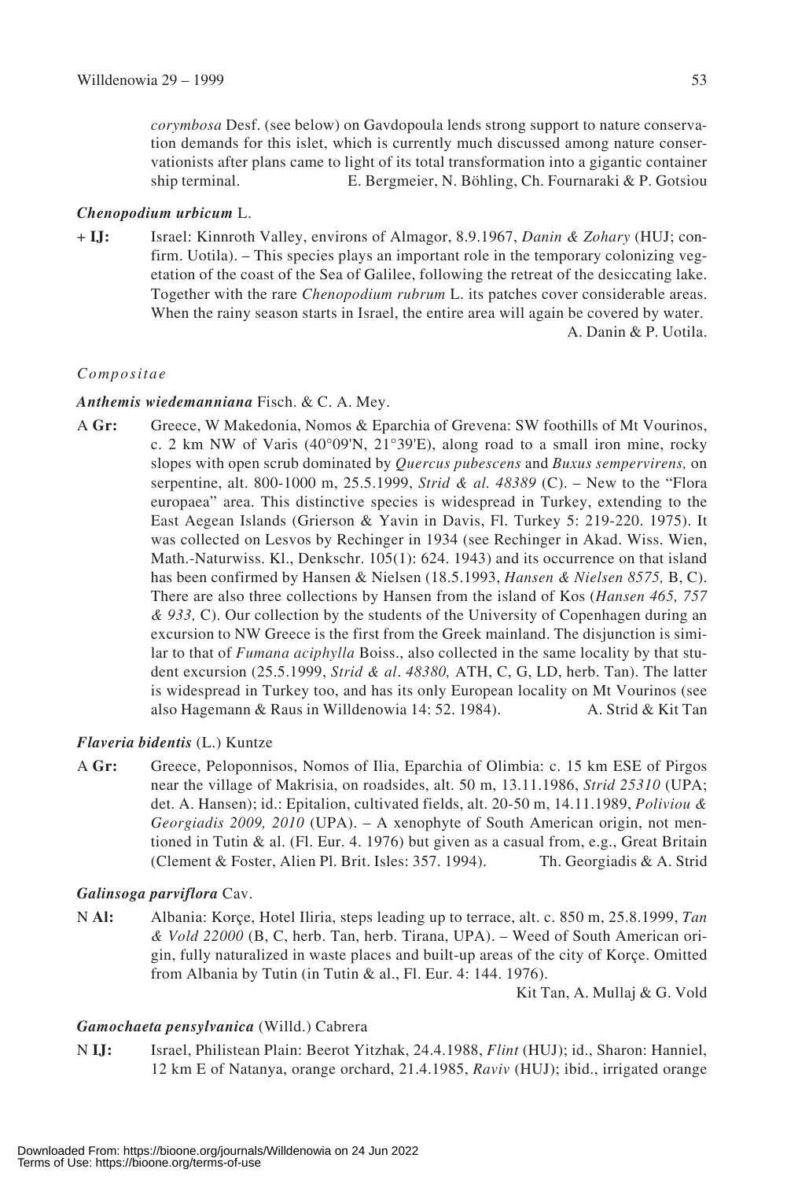*corymbosa* Desf. (see below) on Gavdopoula lends strong support to nature conservation demands for this islet, which is currently much discussed among nature conservationists after plans came to light of its total transformation into a gigantic container ship terminal. E. Bergmeier, N. Böhling, Ch. Fournaraki & P. Gotsiou

***Chenopodium urbicum*** **L.**

**+ IJ:** Israel: Kinnroth Valley, environs of Almagor, 8.9.1967, *Danin & Zohary* (HUJ; confirm. Uotila). – This species plays an important role in the temporary colonizing vegetation of the coast of the Sea of Galilee, following the retreat of the desiccating lake. Together with the rare *Chenopodium rubrum* L. its patches cover considerable areas. When the rainy season starts in Israel, the entire area will again be covered by water.
A. Danin & P. Uotila.

*Compositae*

***Anthemis wiedemanniana*** **Fisch. & C. A. Mey.**

A **Gr:** Greece, W Makedonia, Nomos & Eparchia of Grevena: SW foothills of Mt Vourinos, c. 2 km NW of Varis (40°09'N, 21°39'E), along road to a small iron mine, rocky slopes with open scrub dominated by *Quercus pubescens* and *Buxus sempervirens,* on serpentine, alt. 800-1000 m, 25.5.1999, *Strid & al. 48389* (C). – New to the "Flora europaea" area. This distinctive species is widespread in Turkey, extending to the East Aegean Islands (Grierson & Yavin in Davis, Fl. Turkey 5: 219-220. 1975). It was collected on Lesvos by Rechinger in 1934 (see Rechinger in Akad. Wiss. Wien, Math.-Naturwiss. Kl., Denkschr. 105(1): 624. 1943) and its occurrence on that island has been confirmed by Hansen & Nielsen (18.5.1993, *Hansen & Nielsen 8575,* B, C). There are also three collections by Hansen from the island of Kos (*Hansen 465, 757 & 933,* C). Our collection by the students of the University of Copenhagen during an excursion to NW Greece is the first from the Greek mainland. The disjunction is similar to that of *Fumana aciphylla* Boiss., also collected in the same locality by that student excursion (25.5.1999, *Strid & al. 48380,* ATH, C, G, LD, herb. Tan). The latter is widespread in Turkey too, and has its only European locality on Mt Vourinos (see also Hagemann & Raus in Willdenowia 14: 52. 1984). A. Strid & Kit Tan

***Flaveria bidentis*** **(L.) Kuntze**

A **Gr:** Greece, Peloponnisos, Nomos of Ilia, Eparchia of Olimbia: c. 15 km ESE of Pirgos near the village of Makrisia, on roadsides, alt. 50 m, 13.11.1986, *Strid 25310* (UPA; det. A. Hansen); id.: Epitalion, cultivated fields, alt. 20-50 m, 14.11.1989, *Poliviou & Georgiadis 2009, 2010* (UPA). – A xenophyte of South American origin, not mentioned in Tutin & al. (Fl. Eur. 4. 1976) but given as a casual from, e.g., Great Britain (Clement & Foster, Alien Pl. Brit. Isles: 357. 1994). Th. Georgiadis & A. Strid

***Galinsoga parviflora*** **Cav.**

N **Al:** Albania: Korçe, Hotel Iliria, steps leading up to terrace, alt. c. 850 m, 25.8.1999, *Tan & Vold 22000* (B, C, herb. Tan, herb. Tirana, UPA). – Weed of South American origin, fully naturalized in waste places and built-up areas of the city of Korçe. Omitted from Albania by Tutin (in Tutin & al., Fl. Eur. 4: 144. 1976).
Kit Tan, A. Mullaj & G. Vold

***Gamochaeta pensylvanica*** **(Willd.) Cabrera**

N **IJ:** Israel, Philistean Plain: Beerot Yitzhak, 24.4.1988, *Flint* (HUJ); id., Sharon: Hanniel, 12 km E of Natanya, orange orchard, 21.4.1985, *Raviv* (HUJ); ibid., irrigated orange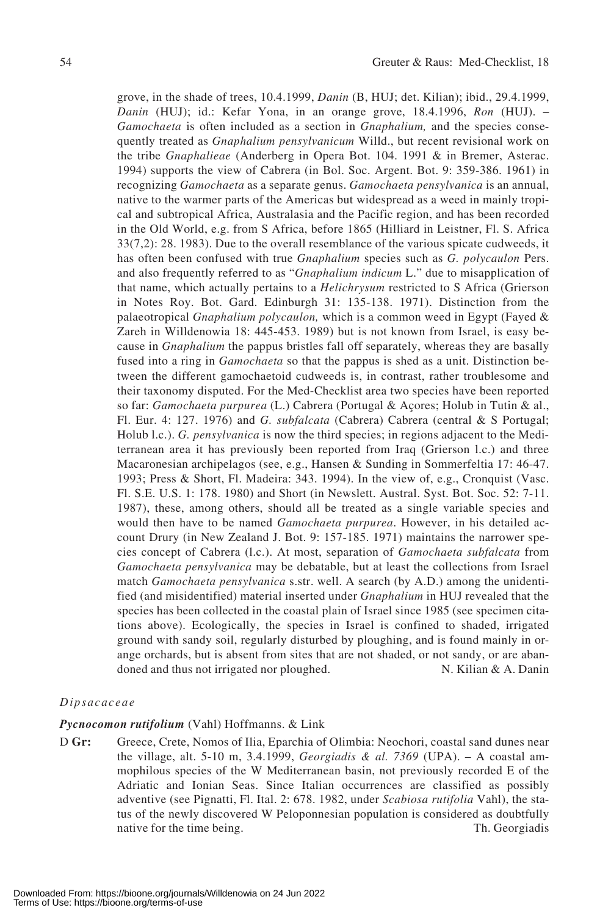grove, in the shade of trees, 10.4.1999, *Danin* (B, HUJ; det. Kilian); ibid., 29.4.1999, *Danin* (HUJ); id.: Kefar Yona, in an orange grove, 18.4.1996, *Ron* (HUJ). – *Gamochaeta* is often included as a section in *Gnaphalium,* and the species consequently treated as *Gnaphalium pensylvanicum* Willd., but recent revisional work on the tribe *Gnaphalieae* (Anderberg in Opera Bot. 104. 1991 & in Bremer, Asterac. 1994) supports the view of Cabrera (in Bol. Soc. Argent. Bot. 9: 359-386. 1961) in recognizing *Gamochaeta* as a separate genus. *Gamochaeta pensylvanica* is an annual, native to the warmer parts of the Americas but widespread as a weed in mainly tropical and subtropical Africa, Australasia and the Pacific region, and has been recorded in the Old World, e.g. from S Africa, before 1865 (Hilliard in Leistner, Fl. S. Africa 33(7,2): 28. 1983). Due to the overall resemblance of the various spicate cudweeds, it has often been confused with true *Gnaphalium* species such as *G. polycaulon* Pers. and also frequently referred to as "*Gnaphalium indicum* L." due to misapplication of that name, which actually pertains to a *Helichrysum* restricted to S Africa (Grierson in Notes Roy. Bot. Gard. Edinburgh 31: 135-138. 1971). Distinction from the palaeotropical *Gnaphalium polycaulon,* which is a common weed in Egypt (Fayed & Zareh in Willdenowia 18: 445-453. 1989) but is not known from Israel, is easy because in *Gnaphalium* the pappus bristles fall off separately, whereas they are basally fused into a ring in *Gamochaeta* so that the pappus is shed as a unit. Distinction between the different gamochaetoid cudweeds is, in contrast, rather troublesome and their taxonomy disputed. For the Med-Checklist area two species have been reported so far: *Gamochaeta purpurea* (L.) Cabrera (Portugal & Açores; Holub in Tutin & al., Fl. Eur. 4: 127. 1976) and *G. subfalcata* (Cabrera) Cabrera (central & S Portugal; Holub l.c.). *G. pensylvanica* is now the third species; in regions adjacent to the Mediterranean area it has previously been reported from Iraq (Grierson l.c.) and three Macaronesian archipelagos (see, e.g., Hansen & Sunding in Sommerfeltia 17: 46-47. 1993; Press & Short, Fl. Madeira: 343. 1994). In the view of, e.g., Cronquist (Vasc. Fl. S.E. U.S. 1: 178. 1980) and Short (in Newslett. Austral. Syst. Bot. Soc. 52: 7-11. 1987), these, among others, should all be treated as a single variable species and would then have to be named *Gamochaeta purpurea*. However, in his detailed account Drury (in New Zealand J. Bot. 9: 157-185. 1971) maintains the narrower species concept of Cabrera (l.c.). At most, separation of *Gamochaeta subfalcata* from *Gamochaeta pensylvanica* may be debatable, but at least the collections from Israel match *Gamochaeta pensylvanica* s.str. well. A search (by A.D.) among the unidentified (and misidentified) material inserted under *Gnaphalium* in HUJ revealed that the species has been collected in the coastal plain of Israel since 1985 (see specimen citations above). Ecologically, the species in Israel is confined to shaded, irrigated ground with sandy soil, regularly disturbed by ploughing, and is found mainly in orange orchards, but is absent from sites that are not shaded, or not sandy, or are abandoned and thus not irrigated nor ploughed. N. Kilian & A. Danin

*Dipsacaceae*

***Pycnocomon rutifolium*** (Vahl) Hoffmanns. & Link

D **Gr:** Greece, Crete, Nomos of Ilia, Eparchia of Olimbia: Neochori, coastal sand dunes near the village, alt. 5-10 m, 3.4.1999, *Georgiadis & al. 7369* (UPA). – A coastal ammophilous species of the W Mediterranean basin, not previously recorded E of the Adriatic and Ionian Seas. Since Italian occurrences are classified as possibly adventive (see Pignatti, Fl. Ital. 2: 678. 1982, under *Scabiosa rutifolia* Vahl), the status of the newly discovered W Peloponnesian population is considered as doubtfully native for the time being. Th. Georgiadis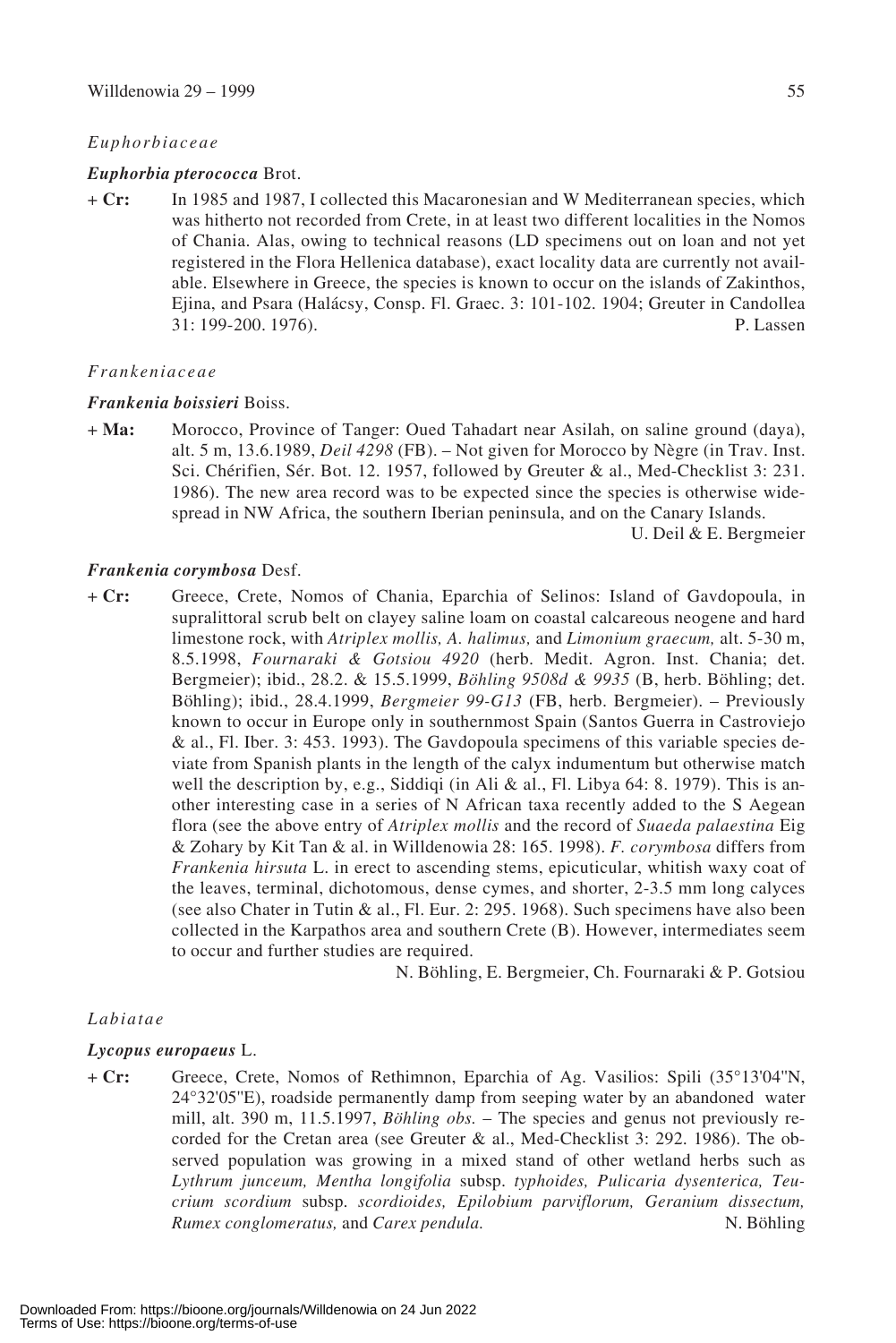*Euphorbiaceae*

***Euphorbia pterococca*** Brot.

**+ Cr:** In 1985 and 1987, I collected this Macaronesian and W Mediterranean species, which was hitherto not recorded from Crete, in at least two different localities in the Nomos of Chania. Alas, owing to technical reasons (LD specimens out on loan and not yet registered in the Flora Hellenica database), exact locality data are currently not available. Elsewhere in Greece, the species is known to occur on the islands of Zakinthos, Ejina, and Psara (Halácsy, Consp. Fl. Graec. 3: 101-102. 1904; Greuter in Candollea 31: 199-200. 1976). P. Lassen

*Frankeniaceae*

***Frankenia boissieri*** Boiss.

**+ Ma:** Morocco, Province of Tanger: Oued Tahadart near Asilah, on saline ground (daya), alt. 5 m, 13.6.1989, *Deil 4298* (FB). – Not given for Morocco by Nègre (in Trav. Inst. Sci. Chérifien, Sér. Bot. 12. 1957, followed by Greuter & al., Med-Checklist 3: 231. 1986). The new area record was to be expected since the species is otherwise widespread in NW Africa, the southern Iberian peninsula, and on the Canary Islands.
U. Deil & E. Bergmeier

***Frankenia corymbosa*** Desf.

**+ Cr:** Greece, Crete, Nomos of Chania, Eparchia of Selinos: Island of Gavdopoula, in supralittoral scrub belt on clayey saline loam on coastal calcareous neogene and hard limestone rock, with *Atriplex mollis, A. halimus,* and *Limonium graecum,* alt. 5-30 m, 8.5.1998, *Fournaraki & Gotsiou 4920* (herb. Medit. Agron. Inst. Chania; det. Bergmeier); ibid., 28.2. & 15.5.1999, *Böhling 9508d & 9935* (B, herb. Böhling; det. Böhling); ibid., 28.4.1999, *Bergmeier 99-G13* (FB, herb. Bergmeier). – Previously known to occur in Europe only in southernmost Spain (Santos Guerra in Castroviejo & al., Fl. Iber. 3: 453. 1993). The Gavdopoula specimens of this variable species deviate from Spanish plants in the length of the calyx indumentum but otherwise match well the description by, e.g., Siddiqi (in Ali & al., Fl. Libya 64: 8. 1979). This is another interesting case in a series of N African taxa recently added to the S Aegean flora (see the above entry of *Atriplex mollis* and the record of *Suaeda palaestina* Eig & Zohary by Kit Tan & al. in Willdenowia 28: 165. 1998). *F. corymbosa* differs from *Frankenia hirsuta* L. in erect to ascending stems, epicuticular, whitish waxy coat of the leaves, terminal, dichotomous, dense cymes, and shorter, 2-3.5 mm long calyces (see also Chater in Tutin & al., Fl. Eur. 2: 295. 1968). Such specimens have also been collected in the Karpathos area and southern Crete (B). However, intermediates seem to occur and further studies are required.
N. Böhling, E. Bergmeier, Ch. Fournaraki & P. Gotsiou

*Labiatae*

***Lycopus europaeus*** L.

**+ Cr:** Greece, Crete, Nomos of Rethimnon, Eparchia of Ag. Vasilios: Spili (35°13'04"N, 24°32'05"E), roadside permanently damp from seeping water by an abandoned water mill, alt. 390 m, 11.5.1997, *Böhling obs.* – The species and genus not previously recorded for the Cretan area (see Greuter & al., Med-Checklist 3: 292. 1986). The observed population was growing in a mixed stand of other wetland herbs such as *Lythrum junceum, Mentha longifolia* subsp. *typhoides, Pulicaria dysenterica, Teucrium scordium* subsp. *scordioides, Epilobium parviflorum, Geranium dissectum, Rumex conglomeratus,* and *Carex pendula.* N. Böhling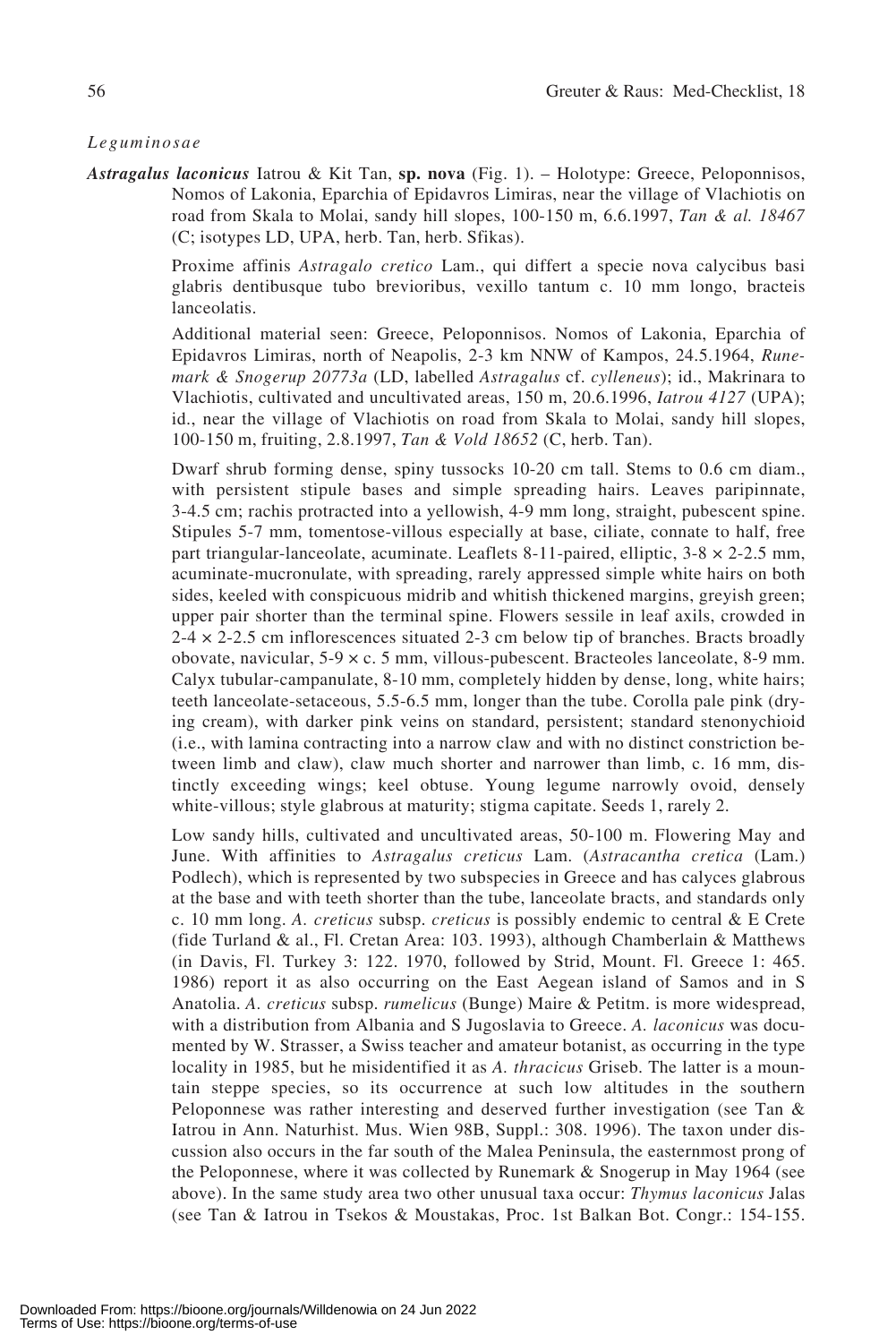*Leguminosae*

***Astragalus laconicus*** Iatrou & Kit Tan, **sp. nova** (Fig. 1). – Holotype: Greece, Peloponnisos, Nomos of Lakonia, Eparchia of Epidavros Limiras, near the village of Vlachiotis on road from Skala to Molai, sandy hill slopes, 100-150 m, 6.6.1997, *Tan & al. 18467* (C; isotypes LD, UPA, herb. Tan, herb. Sfikas).

Proxime affinis *Astragalo cretico* Lam., qui differt a specie nova calycibus basi glabris dentibusque tubo brevioribus, vexillo tantum c. 10 mm longo, bracteis lanceolatis.

Additional material seen: Greece, Peloponnisos. Nomos of Lakonia, Eparchia of Epidavros Limiras, north of Neapolis, 2-3 km NNW of Kampos, 24.5.1964, *Runemark & Snogerup 20773a* (LD, labelled *Astragalus* cf. *cylleneus*); id., Makrinara to Vlachiotis, cultivated and uncultivated areas, 150 m, 20.6.1996, *Iatrou 4127* (UPA); id., near the village of Vlachiotis on road from Skala to Molai, sandy hill slopes, 100-150 m, fruiting, 2.8.1997, *Tan & Vold 18652* (C, herb. Tan).

Dwarf shrub forming dense, spiny tussocks 10-20 cm tall. Stems to 0.6 cm diam., with persistent stipule bases and simple spreading hairs. Leaves paripinnate, 3-4.5 cm; rachis protracted into a yellowish, 4-9 mm long, straight, pubescent spine. Stipules 5-7 mm, tomentose-villous especially at base, ciliate, connate to half, free part triangular-lanceolate, acuminate. Leaflets 8-11-paired, elliptic, 3-8 × 2-2.5 mm, acuminate-mucronulate, with spreading, rarely appressed simple white hairs on both sides, keeled with conspicuous midrib and whitish thickened margins, greyish green; upper pair shorter than the terminal spine. Flowers sessile in leaf axils, crowded in 2-4 × 2-2.5 cm inflorescences situated 2-3 cm below tip of branches. Bracts broadly obovate, navicular, 5-9 × c. 5 mm, villous-pubescent. Bracteoles lanceolate, 8-9 mm. Calyx tubular-campanulate, 8-10 mm, completely hidden by dense, long, white hairs; teeth lanceolate-setaceous, 5.5-6.5 mm, longer than the tube. Corolla pale pink (drying cream), with darker pink veins on standard, persistent; standard stenonychioid (i.e., with lamina contracting into a narrow claw and with no distinct constriction between limb and claw), claw much shorter and narrower than limb, c. 16 mm, distinctly exceeding wings; keel obtuse. Young legume narrowly ovoid, densely white-villous; style glabrous at maturity; stigma capitate. Seeds 1, rarely 2.

Low sandy hills, cultivated and uncultivated areas, 50-100 m. Flowering May and June. With affinities to *Astragalus creticus* Lam. (*Astracantha cretica* (Lam.) Podlech), which is represented by two subspecies in Greece and has calyces glabrous at the base and with teeth shorter than the tube, lanceolate bracts, and standards only c. 10 mm long. *A. creticus* subsp. *creticus* is possibly endemic to central & E Crete (fide Turland & al., Fl. Cretan Area: 103. 1993), although Chamberlain & Matthews (in Davis, Fl. Turkey 3: 122. 1970, followed by Strid, Mount. Fl. Greece 1: 465. 1986) report it as also occurring on the East Aegean island of Samos and in S Anatolia. *A. creticus* subsp. *rumelicus* (Bunge) Maire & Petitm. is more widespread, with a distribution from Albania and S Jugoslavia to Greece. *A. laconicus* was documented by W. Strasser, a Swiss teacher and amateur botanist, as occurring in the type locality in 1985, but he misidentified it as *A. thracicus* Griseb. The latter is a mountain steppe species, so its occurrence at such low altitudes in the southern Peloponnese was rather interesting and deserved further investigation (see Tan & Iatrou in Ann. Naturhist. Mus. Wien 98B, Suppl.: 308. 1996). The taxon under discussion also occurs in the far south of the Malea Peninsula, the easternmost prong of the Peloponnese, where it was collected by Runemark & Snogerup in May 1964 (see above). In the same study area two other unusual taxa occur: *Thymus laconicus* Jalas (see Tan & Iatrou in Tsekos & Moustakas, Proc. 1st Balkan Bot. Congr.: 154-155.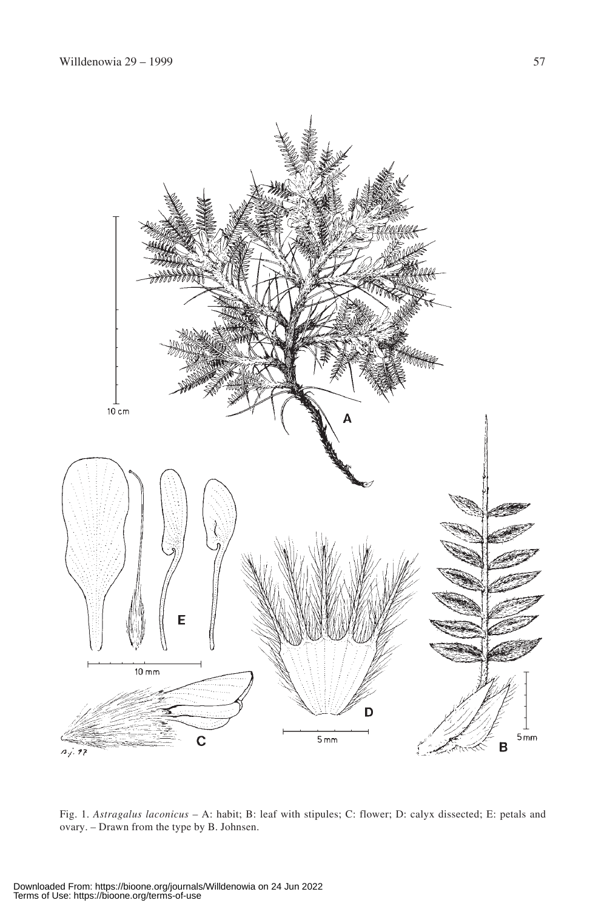Fig. 1. *Astragalus laconicus* – A: habit; B: leaf with stipules; C: flower; D: calyx dissected; E: petals and ovary. – Drawn from the type by B. Johnsen.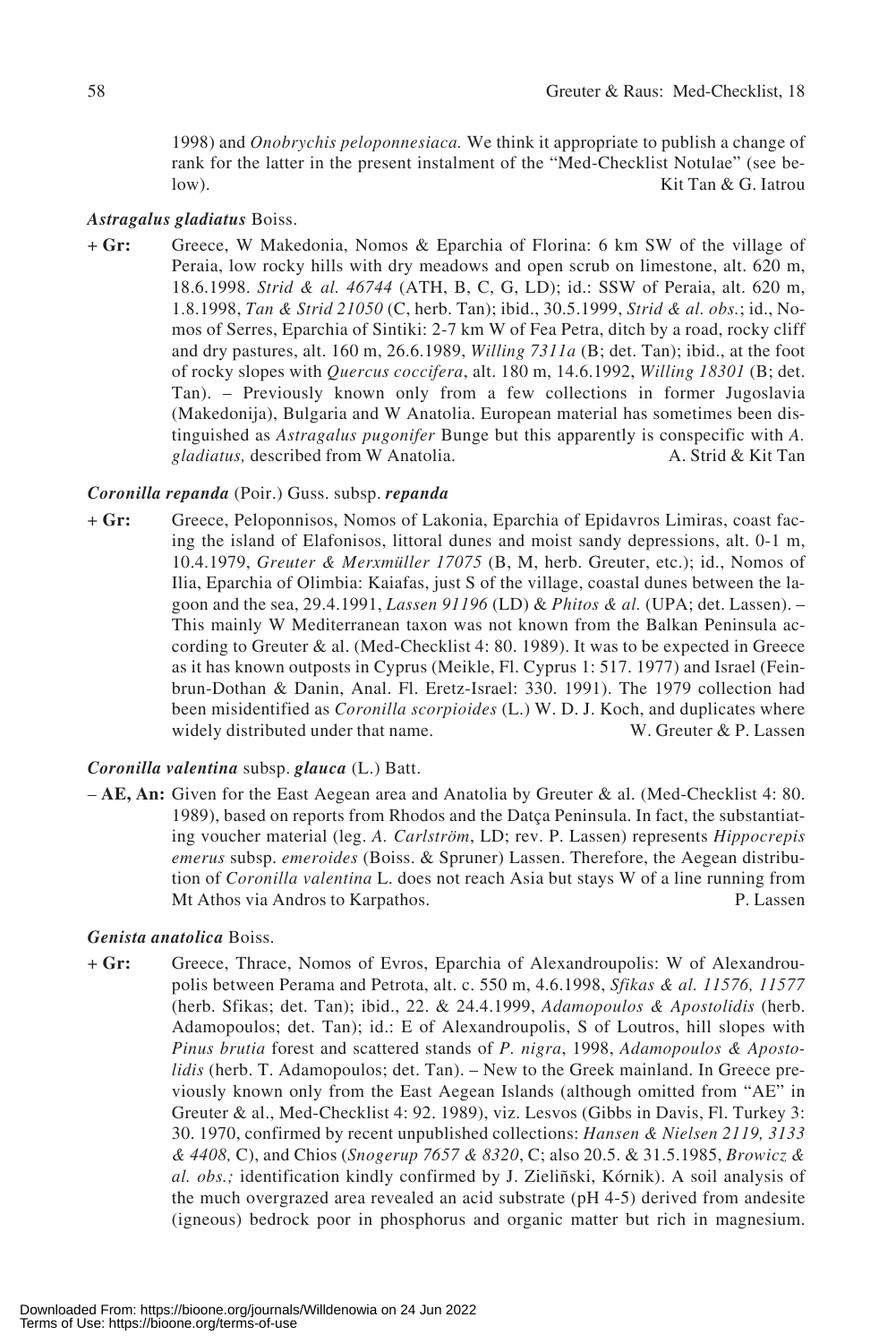1998) and *Onobrychis peloponnesiaca.* We think it appropriate to publish a change of rank for the latter in the present instalment of the "Med-Checklist Notulae" (see below). Kit Tan & G. Iatrou

***Astragalus gladiatus*** Boiss.

**+ Gr:** Greece, W Makedonia, Nomos & Eparchia of Florina: 6 km SW of the village of Peraia, low rocky hills with dry meadows and open scrub on limestone, alt. 620 m, 18.6.1998. *Strid & al. 46744* (ATH, B, C, G, LD); id.: SSW of Peraia, alt. 620 m, 1.8.1998, *Tan & Strid 21050* (C, herb. Tan); ibid., 30.5.1999, *Strid & al. obs.*; id., Nomos of Serres, Eparchia of Sintiki: 2-7 km W of Fea Petra, ditch by a road, rocky cliff and dry pastures, alt. 160 m, 26.6.1989, *Willing 7311a* (B; det. Tan); ibid., at the foot of rocky slopes with *Quercus coccifera*, alt. 180 m, 14.6.1992, *Willing 18301* (B; det. Tan). – Previously known only from a few collections in former Jugoslavia (Makedonija), Bulgaria and W Anatolia. European material has sometimes been distinguished as *Astragalus pugonifer* Bunge but this apparently is conspecific with *A. gladiatus,* described from W Anatolia. A. Strid & Kit Tan

***Coronilla repanda*** (Poir.) Guss. subsp. ***repanda***

**+ Gr:** Greece, Peloponnisos, Nomos of Lakonia, Eparchia of Epidavros Limiras, coast facing the island of Elafonisos, littoral dunes and moist sandy depressions, alt. 0-1 m, 10.4.1979, *Greuter & Merxmüller 17075* (B, M, herb. Greuter, etc.); id., Nomos of Ilia, Eparchia of Olimbia: Kaiafas, just S of the village, coastal dunes between the lagoon and the sea, 29.4.1991, *Lassen 91196* (LD) & *Phitos & al.* (UPA; det. Lassen). – This mainly W Mediterranean taxon was not known from the Balkan Peninsula according to Greuter & al. (Med-Checklist 4: 80. 1989). It was to be expected in Greece as it has known outposts in Cyprus (Meikle, Fl. Cyprus 1: 517. 1977) and Israel (Feinbrun-Dothan & Danin, Anal. Fl. Eretz-Israel: 330. 1991). The 1979 collection had been misidentified as *Coronilla scorpioides* (L.) W. D. J. Koch, and duplicates where widely distributed under that name. W. Greuter & P. Lassen

***Coronilla valentina*** subsp. ***glauca*** (L.) Batt.

**– AE, An:** Given for the East Aegean area and Anatolia by Greuter & al. (Med-Checklist 4: 80. 1989), based on reports from Rhodos and the Datça Peninsula. In fact, the substantiating voucher material (leg. *A. Carlström*, LD; rev. P. Lassen) represents *Hippocrepis emerus* subsp. *emeroides* (Boiss. & Spruner) Lassen. Therefore, the Aegean distribution of *Coronilla valentina* L. does not reach Asia but stays W of a line running from Mt Athos via Andros to Karpathos. P. Lassen

***Genista anatolica*** Boiss.

**+ Gr:** Greece, Thrace, Nomos of Evros, Eparchia of Alexandroupolis: W of Alexandroupolis between Perama and Petrota, alt. c. 550 m, 4.6.1998, *Sfikas & al. 11576, 11577* (herb. Sfikas; det. Tan); ibid., 22. & 24.4.1999, *Adamopoulos & Apostolidis* (herb. Adamopoulos; det. Tan); id.: E of Alexandroupolis, S of Loutros, hill slopes with *Pinus brutia* forest and scattered stands of *P. nigra*, 1998, *Adamopoulos & Apostolidis* (herb. T. Adamopoulos; det. Tan). – New to the Greek mainland. In Greece previously known only from the East Aegean Islands (although omitted from "AE" in Greuter & al., Med-Checklist 4: 92. 1989), viz. Lesvos (Gibbs in Davis, Fl. Turkey 3: 30. 1970, confirmed by recent unpublished collections: *Hansen & Nielsen 2119, 3133 & 4408,* C), and Chios (*Snogerup 7657 & 8320*, C; also 20.5. & 31.5.1985, *Browicz & al. obs.;* identification kindly confirmed by J. Zieliñski, Kórnik). A soil analysis of the much overgrazed area revealed an acid substrate (pH 4-5) derived from andesite (igneous) bedrock poor in phosphorus and organic matter but rich in magnesium.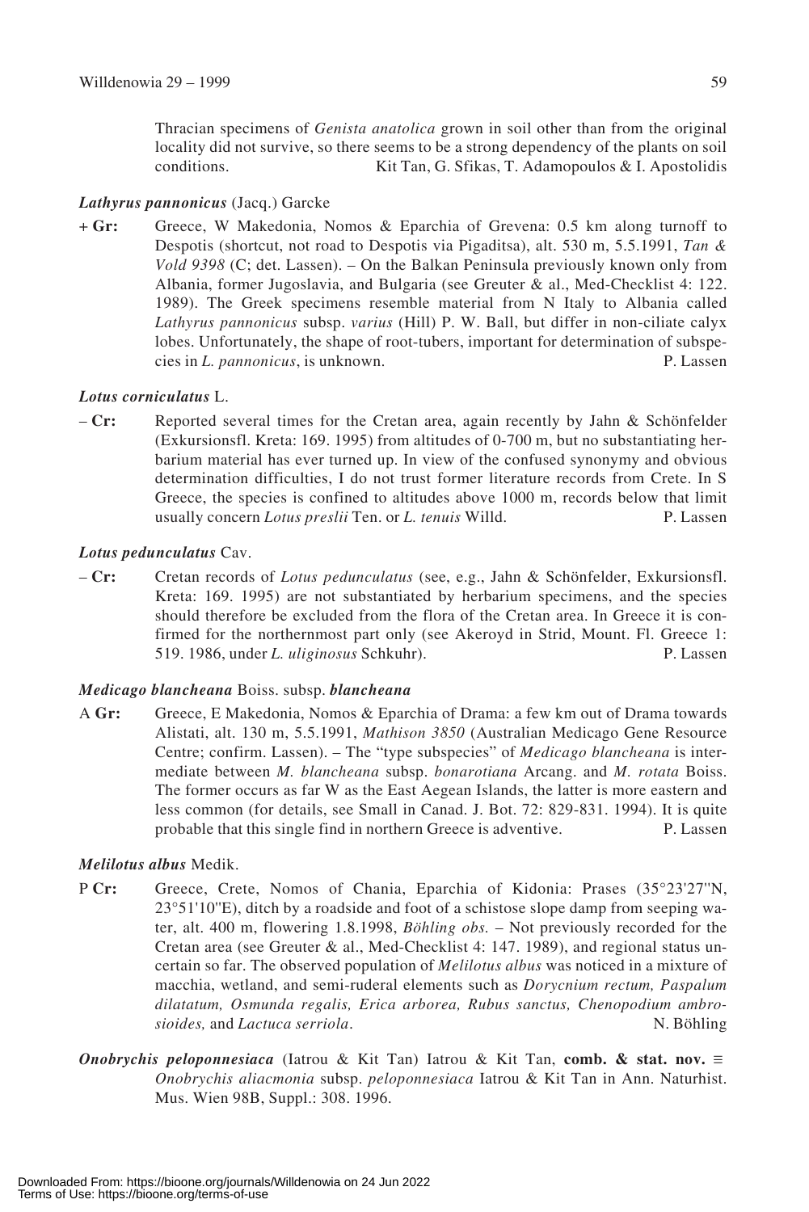Thracian specimens of *Genista anatolica* grown in soil other than from the original locality did not survive, so there seems to be a strong dependency of the plants on soil conditions. Kit Tan, G. Sfikas, T. Adamopoulos & I. Apostolidis

***Lathyrus pannonicus*** **(Jacq.) Garcke**

**+ Gr:** Greece, W Makedonia, Nomos & Eparchia of Grevena: 0.5 km along turnoff to Despotis (shortcut, not road to Despotis via Pigaditsa), alt. 530 m, 5.5.1991, *Tan & Vold 9398* (C; det. Lassen). – On the Balkan Peninsula previously known only from Albania, former Jugoslavia, and Bulgaria (see Greuter & al., Med-Checklist 4: 122. 1989). The Greek specimens resemble material from N Italy to Albania called *Lathyrus pannonicus* subsp. *varius* (Hill) P. W. Ball, but differ in non-ciliate calyx lobes. Unfortunately, the shape of root-tubers, important for determination of subspecies in *L. pannonicus*, is unknown. P. Lassen

***Lotus corniculatus*** **L.**

**– Cr:** Reported several times for the Cretan area, again recently by Jahn & Schönfelder (Exkursionsfl. Kreta: 169. 1995) from altitudes of 0-700 m, but no substantiating herbarium material has ever turned up. In view of the confused synonymy and obvious determination difficulties, I do not trust former literature records from Crete. In S Greece, the species is confined to altitudes above 1000 m, records below that limit usually concern *Lotus preslii* Ten. or *L. tenuis* Willd. P. Lassen

***Lotus pedunculatus*** **Cav.**

**– Cr:** Cretan records of *Lotus pedunculatus* (see, e.g., Jahn & Schönfelder, Exkursionsfl. Kreta: 169. 1995) are not substantiated by herbarium specimens, and the species should therefore be excluded from the flora of the Cretan area. In Greece it is confirmed for the northernmost part only (see Akeroyd in Strid, Mount. Fl. Greece 1: 519. 1986, under *L. uliginosus* Schkuhr). P. Lassen

***Medicago blancheana*** **Boiss. subsp.** ***blancheana***

A **Gr:** Greece, E Makedonia, Nomos & Eparchia of Drama: a few km out of Drama towards Alistati, alt. 130 m, 5.5.1991, *Mathison 3850* (Australian Medicago Gene Resource Centre; confirm. Lassen). – The "type subspecies" of *Medicago blancheana* is intermediate between *M. blancheana* subsp. *bonarotiana* Arcang. and *M. rotata* Boiss. The former occurs as far W as the East Aegean Islands, the latter is more eastern and less common (for details, see Small in Canad. J. Bot. 72: 829-831. 1994). It is quite probable that this single find in northern Greece is adventive. P. Lassen

***Melilotus albus*** **Medik.**

P **Cr:** Greece, Crete, Nomos of Chania, Eparchia of Kidonia: Prases (35°23'27''N, 23°51'10''E), ditch by a roadside and foot of a schistose slope damp from seeping water, alt. 400 m, flowering 1.8.1998, *Böhling obs.* – Not previously recorded for the Cretan area (see Greuter & al., Med-Checklist 4: 147. 1989), and regional status uncertain so far. The observed population of *Melilotus albus* was noticed in a mixture of macchia, wetland, and semi-ruderal elements such as *Dorycnium rectum, Paspalum dilatatum, Osmunda regalis, Erica arborea, Rubus sanctus, Chenopodium ambrosioides,* and *Lactuca serriola*. N. Böhling

***Onobrychis peloponnesiaca*** **(Iatrou & Kit Tan) Iatrou & Kit Tan, comb. & stat. nov.** ≡ *Onobrychis aliacmonia* subsp. *peloponnesiaca* Iatrou & Kit Tan in Ann. Naturhist. Mus. Wien 98B, Suppl.: 308. 1996.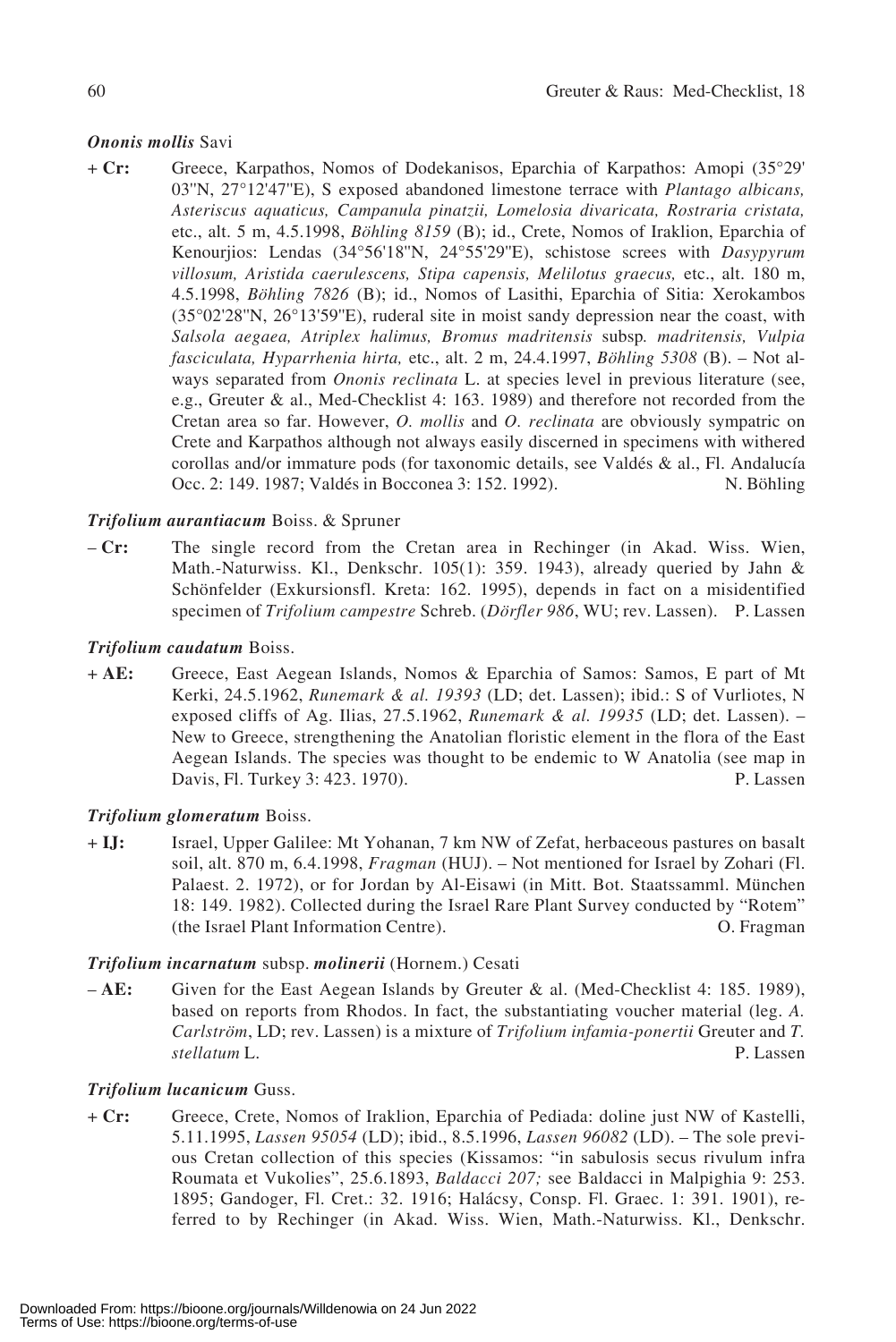***Ononis mollis*** Savi

+ **Cr:** Greece, Karpathos, Nomos of Dodekanisos, Eparchia of Karpathos: Amopi (35°29' 03"N, 27°12'47"E), S exposed abandoned limestone terrace with *Plantago albicans, Asteriscus aquaticus, Campanula pinatzii, Lomelosia divaricata, Rostraria cristata,* etc., alt. 5 m, 4.5.1998, *Böhling 8159* (B); id., Crete, Nomos of Iraklion, Eparchia of Kenourjios: Lendas (34°56'18"N, 24°55'29"E), schistose screes with *Dasypyrum villosum, Aristida caerulescens, Stipa capensis, Melilotus graecus,* etc., alt. 180 m, 4.5.1998, *Böhling 7826* (B); id., Nomos of Lasithi, Eparchia of Sitia: Xerokambos (35°02'28"N, 26°13'59"E), ruderal site in moist sandy depression near the coast, with *Salsola aegaea, Atriplex halimus, Bromus madritensis* subsp*. madritensis, Vulpia fasciculata, Hyparrhenia hirta,* etc., alt. 2 m, 24.4.1997, *Böhling 5308* (B). – Not always separated from *Ononis reclinata* L. at species level in previous literature (see, e.g., Greuter & al., Med-Checklist 4: 163. 1989) and therefore not recorded from the Cretan area so far. However, *O. mollis* and *O. reclinata* are obviously sympatric on Crete and Karpathos although not always easily discerned in specimens with withered corollas and/or immature pods (for taxonomic details, see Valdés & al., Fl. Andalucía Occ. 2: 149. 1987; Valdés in Bocconea 3: 152. 1992). N. Böhling

***Trifolium aurantiacum*** Boiss. & Spruner

– **Cr:** The single record from the Cretan area in Rechinger (in Akad. Wiss. Wien, Math.-Naturwiss. Kl., Denkschr. 105(1): 359. 1943), already queried by Jahn & Schönfelder (Exkursionsfl. Kreta: 162. 1995), depends in fact on a misidentified specimen of *Trifolium campestre* Schreb. (*Dörfler 986*, WU; rev. Lassen). P. Lassen

***Trifolium caudatum*** Boiss.

+ **AE:** Greece, East Aegean Islands, Nomos & Eparchia of Samos: Samos, E part of Mt Kerki, 24.5.1962, *Runemark & al. 19393* (LD; det. Lassen); ibid.: S of Vurliotes, N exposed cliffs of Ag. Ilias, 27.5.1962, *Runemark & al. 19935* (LD; det. Lassen). – New to Greece, strengthening the Anatolian floristic element in the flora of the East Aegean Islands. The species was thought to be endemic to W Anatolia (see map in Davis, Fl. Turkey 3: 423. 1970). P. Lassen

***Trifolium glomeratum*** Boiss.

+ **IJ:** Israel, Upper Galilee: Mt Yohanan, 7 km NW of Zefat, herbaceous pastures on basalt soil, alt. 870 m, 6.4.1998, *Fragman* (HUJ). – Not mentioned for Israel by Zohari (Fl. Palaest. 2. 1972), or for Jordan by Al-Eisawi (in Mitt. Bot. Staatssamml. München 18: 149. 1982). Collected during the Israel Rare Plant Survey conducted by "Rotem" (the Israel Plant Information Centre). O. Fragman

***Trifolium incarnatum*** subsp. ***molinerii*** (Hornem.) Cesati

– **AE:** Given for the East Aegean Islands by Greuter & al. (Med-Checklist 4: 185. 1989), based on reports from Rhodos. In fact, the substantiating voucher material (leg. *A. Carlström*, LD; rev. Lassen) is a mixture of *Trifolium infamia-ponertii* Greuter and *T. stellatum* L. P. Lassen

***Trifolium lucanicum*** Guss.

+ **Cr:** Greece, Crete, Nomos of Iraklion, Eparchia of Pediada: doline just NW of Kastelli, 5.11.1995, *Lassen 95054* (LD); ibid., 8.5.1996, *Lassen 96082* (LD). – The sole previous Cretan collection of this species (Kissamos: "in sabulosis secus rivulum infra Roumata et Vukolies", 25.6.1893, *Baldacci 207;* see Baldacci in Malpighia 9: 253. 1895; Gandoger, Fl. Cret.: 32. 1916; Halácsy, Consp. Fl. Graec. 1: 391. 1901), referred to by Rechinger (in Akad. Wiss. Wien, Math.-Naturwiss. Kl., Denkschr.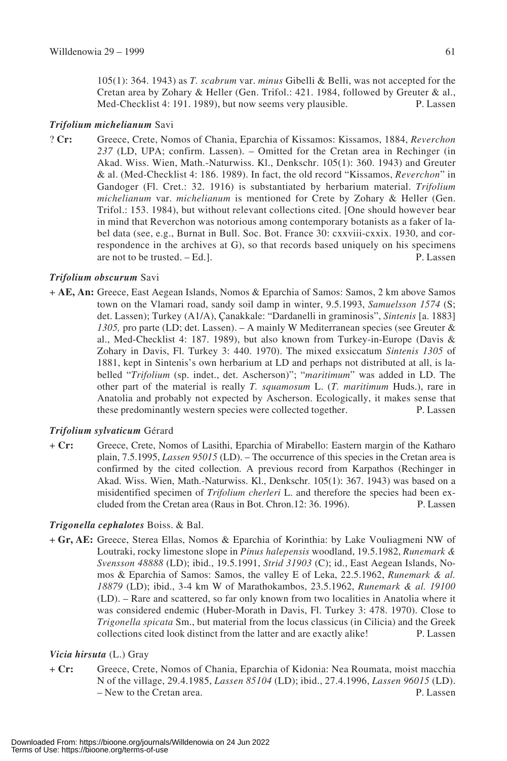105(1): 364. 1943) as *T. scabrum* var. *minus* Gibelli & Belli, was not accepted for the Cretan area by Zohary & Heller (Gen. Trifol.: 421. 1984, followed by Greuter & al., Med-Checklist 4: 191. 1989), but now seems very plausible. P. Lassen

***Trifolium michelianum*** **Savi**

? **Cr:** Greece, Crete, Nomos of Chania, Eparchia of Kissamos: Kissamos, 1884, *Reverchon 237* (LD, UPA; confirm. Lassen). – Omitted for the Cretan area in Rechinger (in Akad. Wiss. Wien, Math.-Naturwiss. Kl., Denkschr. 105(1): 360. 1943) and Greuter & al. (Med-Checklist 4: 186. 1989). In fact, the old record "Kissamos, *Reverchon*" in Gandoger (Fl. Cret.: 32. 1916) is substantiated by herbarium material. *Trifolium michelianum* var. *michelianum* is mentioned for Crete by Zohary & Heller (Gen. Trifol.: 153. 1984), but without relevant collections cited. [One should however bear in mind that Reverchon was notorious among contemporary botanists as a faker of label data (see, e.g., Burnat in Bull. Soc. Bot. France 30: cxxviii-cxxix. 1930, and correspondence in the archives at G), so that records based uniquely on his specimens are not to be trusted. – Ed.]. P. Lassen

***Trifolium obscurum*** **Savi**

\+ **AE, An:** Greece, East Aegean Islands, Nomos & Eparchia of Samos: Samos, 2 km above Samos town on the Vlamari road, sandy soil damp in winter, 9.5.1993, *Samuelsson 1574* (S; det. Lassen); Turkey (A1/A), Çanakkale: "Dardanelli in graminosis", *Sintenis* [a. 1883] *1305,* pro parte (LD; det. Lassen). – A mainly W Mediterranean species (see Greuter & al., Med-Checklist 4: 187. 1989), but also known from Turkey-in-Europe (Davis & Zohary in Davis, Fl. Turkey 3: 440. 1970). The mixed exsiccatum *Sintenis 1305* of 1881, kept in Sintenis's own herbarium at LD and perhaps not distributed at all, is labelled "*Trifolium* (sp. indet., det. Ascherson)"; "*maritimum*" was added in LD. The other part of the material is really *T. squamosum* L. (*T. maritimum* Huds.), rare in Anatolia and probably not expected by Ascherson. Ecologically, it makes sense that these predominantly western species were collected together. P. Lassen

***Trifolium sylvaticum*** **Gérard**

\+ **Cr:** Greece, Crete, Nomos of Lasithi, Eparchia of Mirabello: Eastern margin of the Katharo plain, 7.5.1995, *Lassen 95015* (LD). – The occurrence of this species in the Cretan area is confirmed by the cited collection. A previous record from Karpathos (Rechinger in Akad. Wiss. Wien, Math.-Naturwiss. Kl., Denkschr. 105(1): 367. 1943) was based on a misidentified specimen of *Trifolium cherleri* L. and therefore the species had been excluded from the Cretan area (Raus in Bot. Chron.12: 36. 1996). P. Lassen

***Trigonella cephalotes*** **Boiss. & Bal.**

\+ **Gr, AE:** Greece, Sterea Ellas, Nomos & Eparchia of Korinthia: by Lake Vouliagmeni NW of Loutraki, rocky limestone slope in *Pinus halepensis* woodland, 19.5.1982, *Runemark & Svensson 48888* (LD); ibid., 19.5.1991, *Strid 31903* (C); id., East Aegean Islands, Nomos & Eparchia of Samos: Samos, the valley E of Leka, 22.5.1962, *Runemark & al. 18879* (LD); ibid., 3-4 km W of Marathokambos, 23.5.1962, *Runemark & al. 19100* (LD). – Rare and scattered, so far only known from two localities in Anatolia where it was considered endemic (Huber-Morath in Davis, Fl. Turkey 3: 478. 1970). Close to *Trigonella spicata* Sm., but material from the locus classicus (in Cilicia) and the Greek collections cited look distinct from the latter and are exactly alike! P. Lassen

***Vicia hirsuta*** **(L.) Gray**

\+ **Cr:** Greece, Crete, Nomos of Chania, Eparchia of Kidonia: Nea Roumata, moist macchia N of the village, 29.4.1985, *Lassen 85104* (LD); ibid., 27.4.1996, *Lassen 96015* (LD). – New to the Cretan area. P. Lassen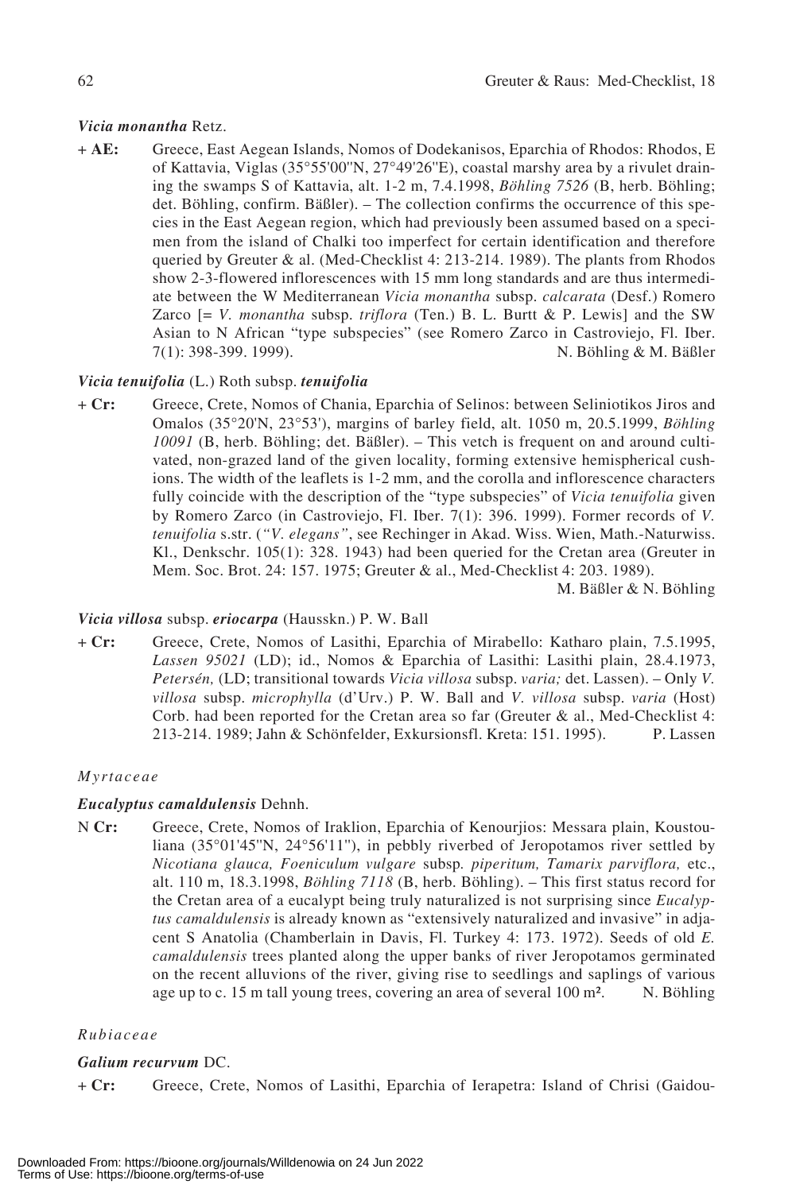### *Vicia monantha* Retz.

\+ **AE:** Greece, East Aegean Islands, Nomos of Dodekanisos, Eparchia of Rhodos: Rhodos, E of Kattavia, Viglas (35°55'00''N, 27°49'26''E), coastal marshy area by a rivulet draining the swamps S of Kattavia, alt. 1-2 m, 7.4.1998, *Böhling 7526* (B, herb. Böhling; det. Böhling, confirm. Bäßler). – The collection confirms the occurrence of this species in the East Aegean region, which had previously been assumed based on a specimen from the island of Chalki too imperfect for certain identification and therefore queried by Greuter & al. (Med-Checklist 4: 213-214. 1989). The plants from Rhodos show 2-3-flowered inflorescences with 15 mm long standards and are thus intermediate between the W Mediterranean *Vicia monantha* subsp. *calcarata* (Desf.) Romero Zarco [= *V. monantha* subsp. *triflora* (Ten.) B. L. Burtt & P. Lewis] and the SW Asian to N African "type subspecies" (see Romero Zarco in Castroviejo, Fl. Iber. 7(1): 398-399. 1999). N. Böhling & M. Bäßler

### *Vicia tenuifolia* (L.) Roth subsp. ***tenuifolia***

\+ **Cr:** Greece, Crete, Nomos of Chania, Eparchia of Selinos: between Seliniotikos Jiros and Omalos (35°20'N, 23°53'), margins of barley field, alt. 1050 m, 20.5.1999, *Böhling 10091* (B, herb. Böhling; det. Bäßler). – This vetch is frequent on and around cultivated, non-grazed land of the given locality, forming extensive hemispherical cushions. The width of the leaflets is 1-2 mm, and the corolla and inflorescence characters fully coincide with the description of the "type subspecies" of *Vicia tenuifolia* given by Romero Zarco (in Castroviejo, Fl. Iber. 7(1): 396. 1999). Former records of *V. tenuifolia* s.str. (*"V. elegans"*, see Rechinger in Akad. Wiss. Wien, Math.-Naturwiss. Kl., Denkschr. 105(1): 328. 1943) had been queried for the Cretan area (Greuter in Mem. Soc. Brot. 24: 157. 1975; Greuter & al., Med-Checklist 4: 203. 1989).
M. Bäßler & N. Böhling

### *Vicia villosa* subsp. ***eriocarpa*** (Hausskn.) P. W. Ball

\+ **Cr:** Greece, Crete, Nomos of Lasithi, Eparchia of Mirabello: Katharo plain, 7.5.1995, *Lassen 95021* (LD); id., Nomos & Eparchia of Lasithi: Lasithi plain, 28.4.1973, *Petersén,* (LD; transitional towards *Vicia villosa* subsp. *varia;* det. Lassen). – Only *V. villosa* subsp. *microphylla* (d'Urv.) P. W. Ball and *V. villosa* subsp. *varia* (Host) Corb. had been reported for the Cretan area so far (Greuter & al., Med-Checklist 4: 213-214. 1989; Jahn & Schönfelder, Exkursionsfl. Kreta: 151. 1995). P. Lassen

## *Myrtaceae*

### *Eucalyptus camaldulensis* Dehnh.

N **Cr:** Greece, Crete, Nomos of Iraklion, Eparchia of Kenourjios: Messara plain, Koustouliana (35°01'45''N, 24°56'11''), in pebbly riverbed of Jeropotamos river settled by *Nicotiana glauca, Foeniculum vulgare* subsp*. piperitum, Tamarix parviflora,* etc., alt. 110 m, 18.3.1998, *Böhling 7118* (B, herb. Böhling). – This first status record for the Cretan area of a eucalypt being truly naturalized is not surprising since *Eucalyptus camaldulensis* is already known as "extensively naturalized and invasive" in adjacent S Anatolia (Chamberlain in Davis, Fl. Turkey 4: 173. 1972). Seeds of old *E. camaldulensis* trees planted along the upper banks of river Jeropotamos germinated on the recent alluvions of the river, giving rise to seedlings and saplings of various age up to c. 15 m tall young trees, covering an area of several 100 m². N. Böhling

## *Rubiaceae*

### *Galium recurvum* DC.

\+ **Cr:** Greece, Crete, Nomos of Lasithi, Eparchia of Ierapetra: Island of Chrisi (Gaidou-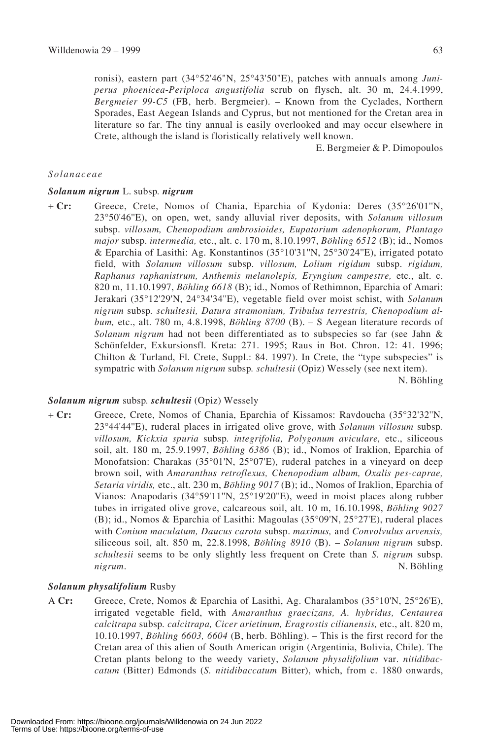ronisi), eastern part (34°52'46"N, 25°43'50"E), patches with annuals among *Juniperus phoenicea-Periploca angustifolia* scrub on flysch, alt. 30 m, 24.4.1999, *Bergmeier 99-C5* (FB, herb. Bergmeier). – Known from the Cyclades, Northern Sporades, East Aegean Islands and Cyprus, but not mentioned for the Cretan area in literature so far. The tiny annual is easily overlooked and may occur elsewhere in Crete, although the island is floristically relatively well known.

E. Bergmeier & P. Dimopoulos

*Solanaceae*

***Solanum nigrum*** **L. subsp.** ***nigrum***

**+ Cr:** Greece, Crete, Nomos of Chania, Eparchia of Kydonia: Deres (35°26'01"N, 23°50'46"E), on open, wet, sandy alluvial river deposits, with *Solanum villosum* subsp. *villosum, Chenopodium ambrosioides, Eupatorium adenophorum, Plantago major* subsp. *intermedia,* etc., alt. c. 170 m, 8.10.1997, *Böhling 6512* (B); id., Nomos & Eparchia of Lasithi: Ag. Konstantinos (35°10'31"N, 25°30'24"E), irrigated potato field, with *Solanum villosum* subsp. *villosum, Lolium rigidum* subsp. *rigidum, Raphanus raphanistrum, Anthemis melanolepis, Eryngium campestre,* etc., alt. c. 820 m, 11.10.1997, *Böhling 6618* (B); id., Nomos of Rethimnon, Eparchia of Amari: Jerakari (35°12'29'N, 24°34'34"E), vegetable field over moist schist, with *Solanum nigrum* subsp. *schultesii, Datura stramonium, Tribulus terrestris, Chenopodium album,* etc., alt. 780 m, 4.8.1998, *Böhling 8700* (B). – S Aegean literature records of *Solanum nigrum* had not been differentiated as to subspecies so far (see Jahn & Schönfelder, Exkursionsfl. Kreta: 271. 1995; Raus in Bot. Chron. 12: 41. 1996; Chilton & Turland, Fl. Crete, Suppl.: 84. 1997). In Crete, the "type subspecies" is sympatric with *Solanum nigrum* subsp. *schultesii* (Opiz) Wessely (see next item).

N. Böhling

***Solanum nigrum*** **subsp.** ***schultesii*** **(Opiz) Wessely**

**+ Cr:** Greece, Crete, Nomos of Chania, Eparchia of Kissamos: Ravdoucha (35°32'32"N, 23°44'44"E), ruderal places in irrigated olive grove, with *Solanum villosum* subsp. *villosum, Kickxia spuria* subsp. *integrifolia, Polygonum aviculare,* etc., siliceous soil, alt. 180 m, 25.9.1997, *Böhling 6386* (B); id., Nomos of Iraklion, Eparchia of Monofatsion: Charakas (35°01'N, 25°07'E), ruderal patches in a vineyard on deep brown soil, with *Amaranthus retroflexus, Chenopodium album, Oxalis pes-caprae, Setaria viridis,* etc., alt. 230 m, *Böhling 9017* (B); id., Nomos of Iraklion, Eparchia of Vianos: Anapodaris (34°59'11"N, 25°19'20"E), weed in moist places along rubber tubes in irrigated olive grove, calcareous soil, alt. 10 m, 16.10.1998, *Böhling 9027* (B); id., Nomos & Eparchia of Lasithi: Magoulas (35°09'N, 25°27'E), ruderal places with *Conium maculatum, Daucus carota* subsp. *maximus,* and *Convolvulus arvensis,* siliceous soil, alt. 850 m, 22.8.1998, *Böhling 8910* (B). – *Solanum nigrum* subsp. *schultesii* seems to be only slightly less frequent on Crete than *S. nigrum* subsp. *nigrum*.

N. Böhling

***Solanum physalifolium*** **Rusby**

**A Cr:** Greece, Crete, Nomos & Eparchia of Lasithi, Ag. Charalambos (35°10'N, 25°26'E), irrigated vegetable field, with *Amaranthus graecizans, A. hybridus, Centaurea calcitrapa* subsp. *calcitrapa, Cicer arietinum, Eragrostis cilianensis,* etc., alt. 820 m, 10.10.1997, *Böhling 6603, 6604* (B, herb. Böhling). – This is the first record for the Cretan area of this alien of South American origin (Argentinia, Bolivia, Chile). The Cretan plants belong to the weedy variety, *Solanum physalifolium* var. *nitidibaccatum* (Bitter) Edmonds (*S. nitidibaccatum* Bitter), which, from c. 1880 onwards,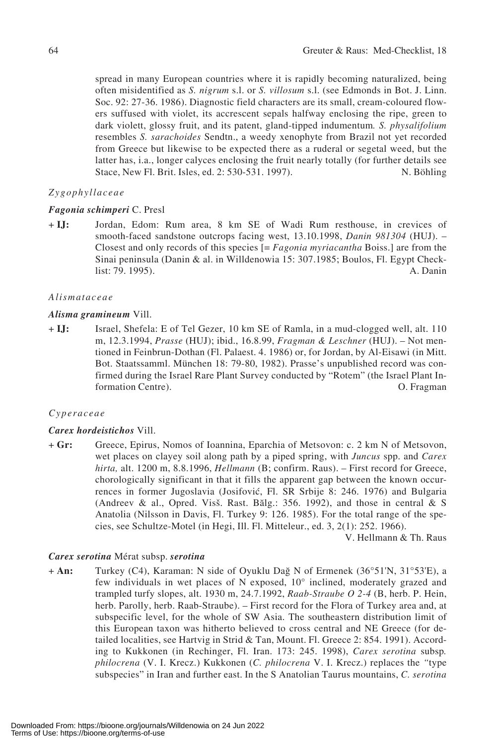spread in many European countries where it is rapidly becoming naturalized, being often misidentified as *S. nigrum* s.l. or *S. villosum* s.l. (see Edmonds in Bot. J. Linn. Soc. 92: 27-36. 1986). Diagnostic field characters are its small, cream-coloured flowers suffused with violet, its accrescent sepals halfway enclosing the ripe, green to dark violett, glossy fruit, and its patent, gland-tipped indumentum. *S. physalifolium* resembles *S. sarachoides* Sendtn., a weedy xenophyte from Brazil not yet recorded from Greece but likewise to be expected there as a ruderal or segetal weed, but the latter has, i.a., longer calyces enclosing the fruit nearly totally (for further details see Stace, New Fl. Brit. Isles, ed. 2: 530-531. 1997). N. Böhling

*Zygophyllaceae*

***Fagonia schimperi*** C. Presl

**+ IJ:** Jordan, Edom: Rum area, 8 km SE of Wadi Rum resthouse, in crevices of smooth-faced sandstone outcrops facing west, 13.10.1998, *Danin 981304* (HUJ). – Closest and only records of this species [= *Fagonia myriacantha* Boiss.] are from the Sinai peninsula (Danin & al. in Willdenowia 15: 307.1985; Boulos, Fl. Egypt Checklist: 79. 1995). A. Danin

*Alismataceae*

***Alisma gramineum*** Vill.

**+ IJ:** Israel, Shefela: E of Tel Gezer, 10 km SE of Ramla, in a mud-clogged well, alt. 110 m, 12.3.1994, *Prasse* (HUJ); ibid., 16.8.99, *Fragman & Leschner* (HUJ). – Not mentioned in Feinbrun-Dothan (Fl. Palaest. 4. 1986) or, for Jordan, by Al-Eisawi (in Mitt. Bot. Staatssamml. München 18: 79-80, 1982). Prasse's unpublished record was confirmed during the Israel Rare Plant Survey conducted by "Rotem" (the Israel Plant Information Centre). O. Fragman

*Cyperaceae*

***Carex hordeistichos*** Vill.

**+ Gr:** Greece, Epirus, Nomos of Ioannina, Eparchia of Metsovon: c. 2 km N of Metsovon, wet places on clayey soil along path by a piped spring, with *Juncus* spp. and *Carex hirta,* alt. 1200 m, 8.8.1996, *Hellmann* (B; confirm. Raus). – First record for Greece, chorologically significant in that it fills the apparent gap between the known occurrences in former Jugoslavia (Josifović, Fl. SR Srbije 8: 246. 1976) and Bulgaria (Andreev & al., Opred. Visš. Rast. Bălg.: 356. 1992), and those in central & S Anatolia (Nilsson in Davis, Fl. Turkey 9: 126. 1985). For the total range of the species, see Schultze-Motel (in Hegi, Ill. Fl. Mitteleur., ed. 3, 2(1): 252. 1966). V. Hellmann & Th. Raus

***Carex serotina*** Mérat subsp. ***serotina***

**+ An:** Turkey (C4), Karaman: N side of Oyuklu Dağ N of Ermenek (36°51'N, 31°53'E), a few individuals in wet places of N exposed, 10° inclined, moderately grazed and trampled turfy slopes, alt. 1930 m, 24.7.1992, *Raab-Straube O 2-4* (B, herb. P. Hein, herb. Parolly, herb. Raab-Straube). – First record for the Flora of Turkey area and, at subspecific level, for the whole of SW Asia. The southeastern distribution limit of this European taxon was hitherto believed to cross central and NE Greece (for detailed localities, see Hartvig in Strid & Tan, Mount. Fl. Greece 2: 854. 1991). According to Kukkonen (in Rechinger, Fl. Iran. 173: 245. 1998), *Carex serotina* subsp. *philocrena* (V. I. Krecz.) Kukkonen (*C. philocrena* V. I. Krecz.) replaces the "type subspecies" in Iran and further east. In the S Anatolian Taurus mountains, *C. serotina*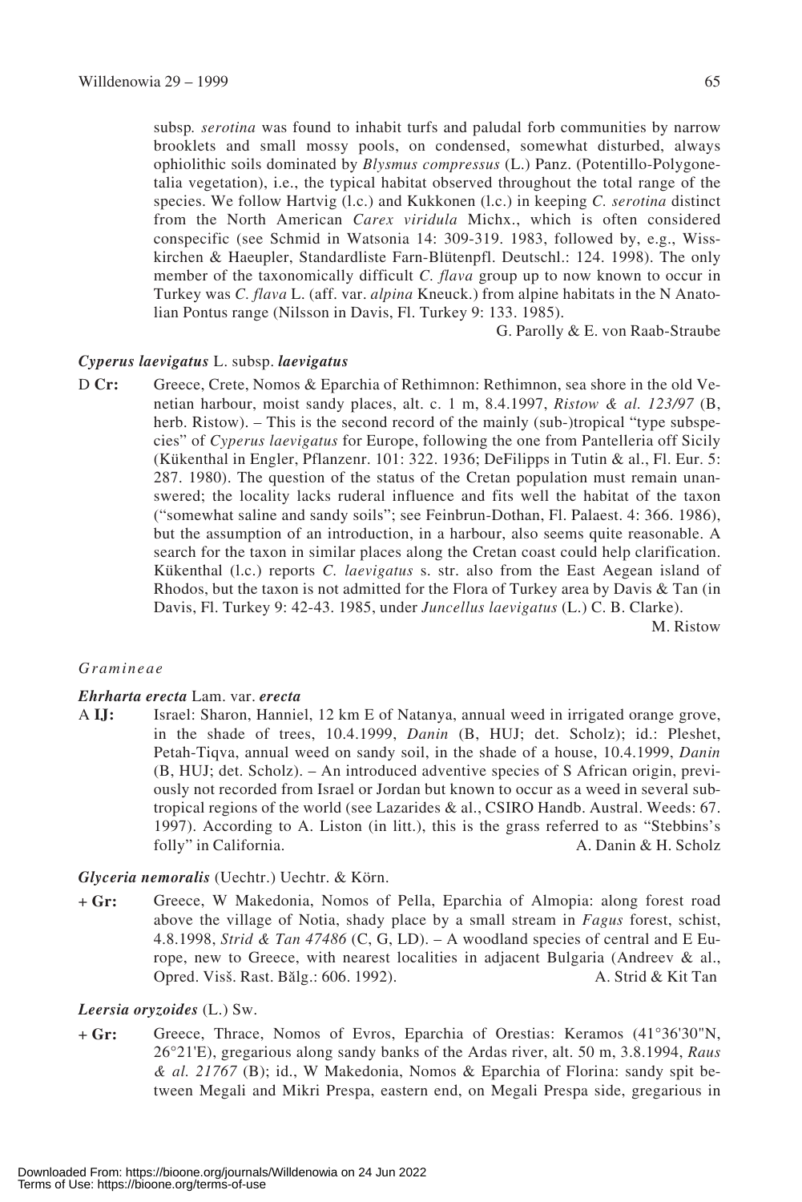subsp. *serotina* was found to inhabit turfs and paludal forb communities by narrow brooklets and small mossy pools, on condensed, somewhat disturbed, always ophiolithic soils dominated by *Blysmus compressus* (L.) Panz. (Potentillo-Polygonetalia vegetation), i.e., the typical habitat observed throughout the total range of the species. We follow Hartvig (l.c.) and Kukkonen (l.c.) in keeping *C. serotina* distinct from the North American *Carex viridula* Michx., which is often considered conspecific (see Schmid in Watsonia 14: 309-319. 1983, followed by, e.g., Wisskirchen & Haeupler, Standardliste Farn-Blütenpfl. Deutschl.: 124. 1998). The only member of the taxonomically difficult *C. flava* group up to now known to occur in Turkey was *C. flava* L. (aff. var. *alpina* Kneuck.) from alpine habitats in the N Anatolian Pontus range (Nilsson in Davis, Fl. Turkey 9: 133. 1985).

G. Parolly & E. von Raab-Straube

***Cyperus laevigatus*** **L. subsp.** ***laevigatus***

D **Cr:** Greece, Crete, Nomos & Eparchia of Rethimnon: Rethimnon, sea shore in the old Venetian harbour, moist sandy places, alt. c. 1 m, 8.4.1997, *Ristow & al. 123/97* (B, herb. Ristow). – This is the second record of the mainly (sub-)tropical "type subspecies" of *Cyperus laevigatus* for Europe, following the one from Pantelleria off Sicily (Kükenthal in Engler, Pflanzenr. 101: 322. 1936; DeFilipps in Tutin & al., Fl. Eur. 5: 287. 1980). The question of the status of the Cretan population must remain unanswered; the locality lacks ruderal influence and fits well the habitat of the taxon ("somewhat saline and sandy soils"; see Feinbrun-Dothan, Fl. Palaest. 4: 366. 1986), but the assumption of an introduction, in a harbour, also seems quite reasonable. A search for the taxon in similar places along the Cretan coast could help clarification. Kükenthal (l.c.) reports *C. laevigatus* s. str. also from the East Aegean island of Rhodos, but the taxon is not admitted for the Flora of Turkey area by Davis & Tan (in Davis, Fl. Turkey 9: 42-43. 1985, under *Juncellus laevigatus* (L.) C. B. Clarke).

M. Ristow

*Gramineae*

***Ehrharta erecta*** **Lam. var.** ***erecta***

A **IJ:** Israel: Sharon, Hanniel, 12 km E of Natanya, annual weed in irrigated orange grove, in the shade of trees, 10.4.1999, *Danin* (B, HUJ; det. Scholz); id.: Pleshet, Petah-Tiqva, annual weed on sandy soil, in the shade of a house, 10.4.1999, *Danin* (B, HUJ; det. Scholz). – An introduced adventive species of S African origin, previously not recorded from Israel or Jordan but known to occur as a weed in several subtropical regions of the world (see Lazarides & al., CSIRO Handb. Austral. Weeds: 67. 1997). According to A. Liston (in litt.), this is the grass referred to as "Stebbins's folly" in California.

A. Danin & H. Scholz

***Glyceria nemoralis*** **(Uechtr.) Uechtr. & Körn.**

\+ **Gr:** Greece, W Makedonia, Nomos of Pella, Eparchia of Almopia: along forest road above the village of Notia, shady place by a small stream in *Fagus* forest, schist, 4.8.1998, *Strid & Tan 47486* (C, G, LD). – A woodland species of central and E Europe, new to Greece, with nearest localities in adjacent Bulgaria (Andreev & al., Opred. Visš. Rast. Bălg.: 606. 1992).

A. Strid & Kit Tan

***Leersia oryzoides*** **(L.) Sw.**

\+ **Gr:** Greece, Thrace, Nomos of Evros, Eparchia of Orestias: Keramos (41°36'30"N, 26°21'E), gregarious along sandy banks of the Ardas river, alt. 50 m, 3.8.1994, *Raus & al. 21767* (B); id., W Makedonia, Nomos & Eparchia of Florina: sandy spit between Megali and Mikri Prespa, eastern end, on Megali Prespa side, gregarious in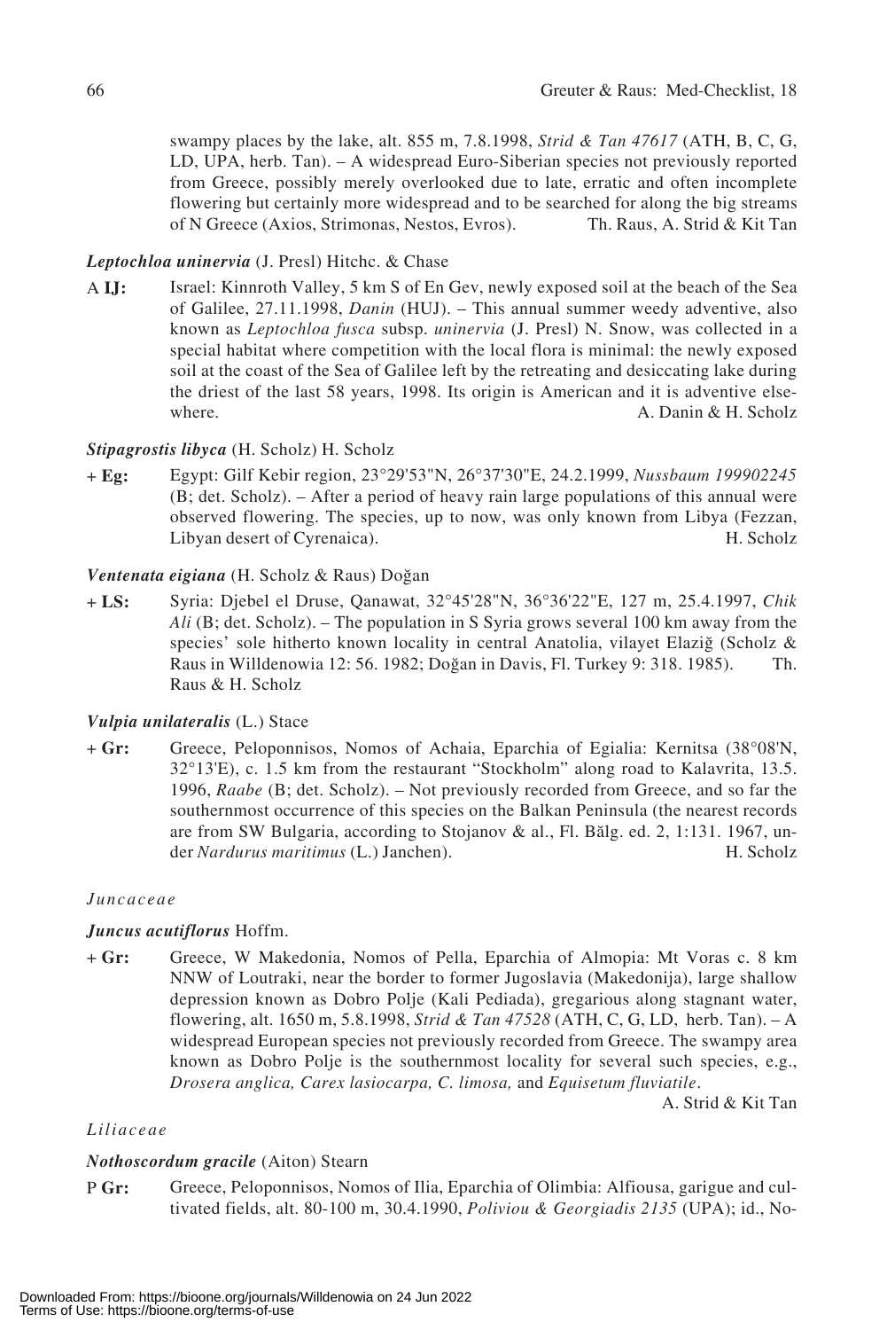swampy places by the lake, alt. 855 m, 7.8.1998, *Strid & Tan 47617* (ATH, B, C, G, LD, UPA, herb. Tan). – A widespread Euro-Siberian species not previously reported from Greece, possibly merely overlooked due to late, erratic and often incomplete flowering but certainly more widespread and to be searched for along the big streams of N Greece (Axios, Strimonas, Nestos, Evros). Th. Raus, A. Strid & Kit Tan

***Leptochloa uninervia*** (J. Presl) Hitchc. & Chase

A **IJ:** Israel: Kinnroth Valley, 5 km S of En Gev, newly exposed soil at the beach of the Sea of Galilee, 27.11.1998, *Danin* (HUJ). – This annual summer weedy adventive, also known as *Leptochloa fusca* subsp. *uninervia* (J. Presl) N. Snow, was collected in a special habitat where competition with the local flora is minimal: the newly exposed soil at the coast of the Sea of Galilee left by the retreating and desiccating lake during the driest of the last 58 years, 1998. Its origin is American and it is adventive elsewhere. A. Danin & H. Scholz

***Stipagrostis libyca*** (H. Scholz) H. Scholz

+ **Eg:** Egypt: Gilf Kebir region, 23°29'53"N, 26°37'30"E, 24.2.1999, *Nussbaum 199902245* (B; det. Scholz). – After a period of heavy rain large populations of this annual were observed flowering. The species, up to now, was only known from Libya (Fezzan, Libyan desert of Cyrenaica). H. Scholz

***Ventenata eigiana*** (H. Scholz & Raus) Doğan

+ **LS:** Syria: Djebel el Druse, Qanawat, 32°45'28"N, 36°36'22"E, 127 m, 25.4.1997, *Chik Ali* (B; det. Scholz). – The population in S Syria grows several 100 km away from the species' sole hitherto known locality in central Anatolia, vilayet Elaziğ (Scholz & Raus in Willdenowia 12: 56. 1982; Doğan in Davis, Fl. Turkey 9: 318. 1985). Th. Raus & H. Scholz

***Vulpia unilateralis*** (L.) Stace

+ **Gr:** Greece, Peloponnisos, Nomos of Achaia, Eparchia of Egialia: Kernitsa (38°08'N, 32°13'E), c. 1.5 km from the restaurant "Stockholm" along road to Kalavrita, 13.5. 1996, *Raabe* (B; det. Scholz). – Not previously recorded from Greece, and so far the southernmost occurrence of this species on the Balkan Peninsula (the nearest records are from SW Bulgaria, according to Stojanov & al., Fl. Bălg. ed. 2, 1:131. 1967, under *Nardurus maritimus* (L.) Janchen). H. Scholz

*Juncaceae*

***Juncus acutiflorus*** Hoffm.

+ **Gr:** Greece, W Makedonia, Nomos of Pella, Eparchia of Almopia: Mt Voras c. 8 km NNW of Loutraki, near the border to former Jugoslavia (Makedonija), large shallow depression known as Dobro Polje (Kali Pediada), gregarious along stagnant water, flowering, alt. 1650 m, 5.8.1998, *Strid & Tan 47528* (ATH, C, G, LD, herb. Tan). – A widespread European species not previously recorded from Greece. The swampy area known as Dobro Polje is the southernmost locality for several such species, e.g., *Drosera anglica, Carex lasiocarpa, C. limosa,* and *Equisetum fluviatile*. A. Strid & Kit Tan

*Liliaceae*

***Nothoscordum gracile*** (Aiton) Stearn

P **Gr:** Greece, Peloponnisos, Nomos of Ilia, Eparchia of Olimbia: Alfiousa, garigue and cultivated fields, alt. 80-100 m, 30.4.1990, *Poliviou & Georgiadis 2135* (UPA); id., No-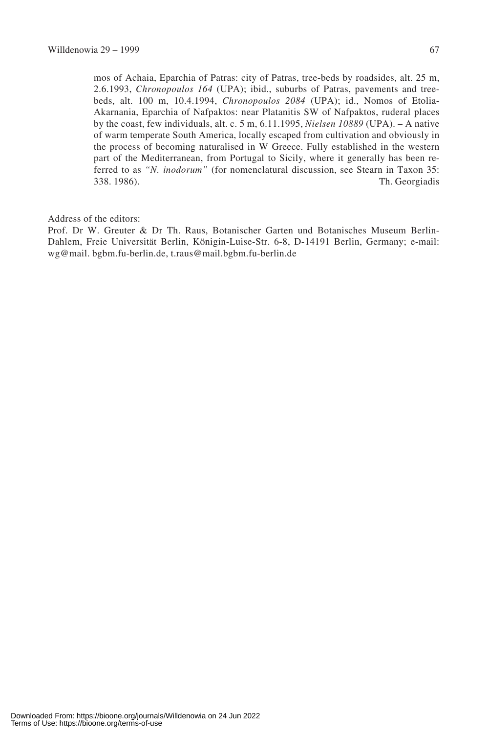mos of Achaia, Eparchia of Patras: city of Patras, tree-beds by roadsides, alt. 25 m, 2.6.1993, *Chronopoulos 164* (UPA); ibid., suburbs of Patras, pavements and tree-beds, alt. 100 m, 10.4.1994, *Chronopoulos 2084* (UPA); id., Nomos of Etolia-Akarnania, Eparchia of Nafpaktos: near Platanitis SW of Nafpaktos, ruderal places by the coast, few individuals, alt. c. 5 m, 6.11.1995, *Nielsen 10889* (UPA). – A native of warm temperate South America, locally escaped from cultivation and obviously in the process of becoming naturalised in W Greece. Fully established in the western part of the Mediterranean, from Portugal to Sicily, where it generally has been referred to as *"N. inodorum"* (for nomenclatural discussion, see Stearn in Taxon 35: 338. 1986).

Th. Georgiadis

Address of the editors:
Prof. Dr W. Greuter & Dr Th. Raus, Botanischer Garten und Botanisches Museum Berlin-Dahlem, Freie Universität Berlin, Königin-Luise-Str. 6-8, D-14191 Berlin, Germany; e-mail: wg@mail. bgbm.fu-berlin.de, t.raus@mail.bgbm.fu-berlin.de